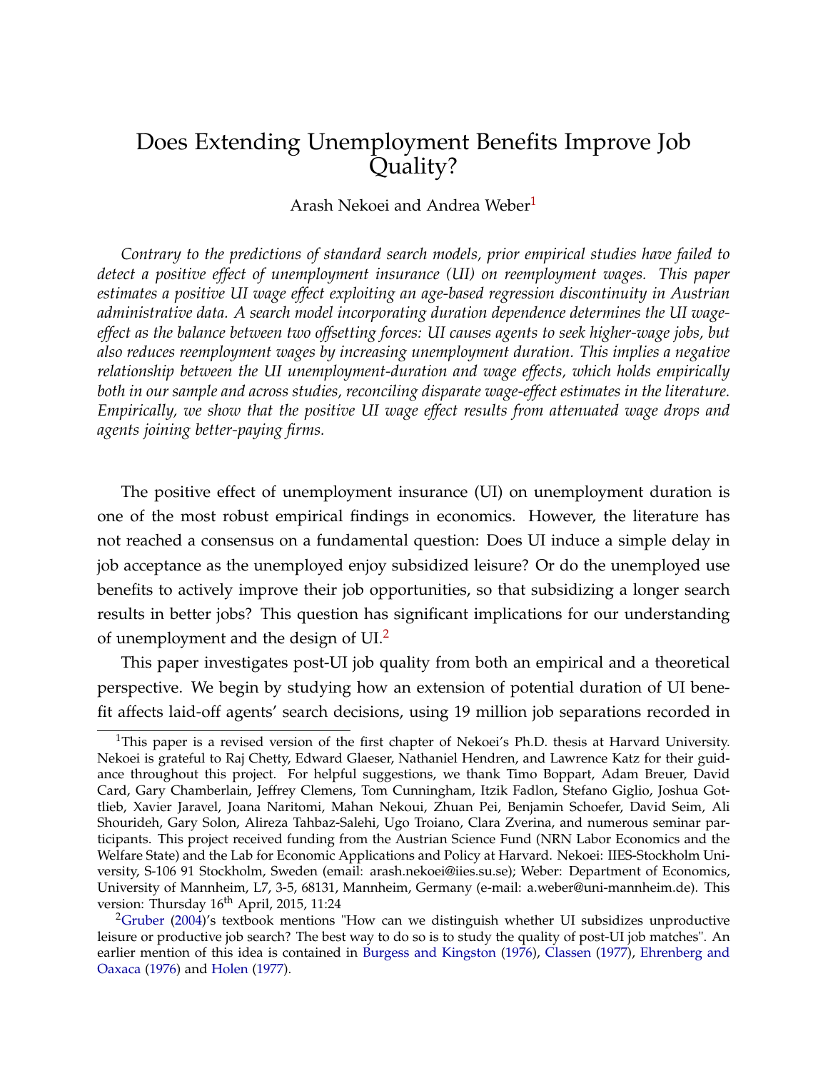# Does Extending Unemployment Benefits Improve Job Quality?

Arash Nekoei and Andrea Weber[1]

*Contrary to the predictions of standard search models, prior empirical studies have failed to detect a positive effect of unemployment insurance (UI) on reemployment wages. This paper estimates a positive UI wage effect exploiting an age-based regression discontinuity in Austrian administrative data. A search model incorporating duration dependence determines the UI wage-effect as the balance between two offsetting forces: UI causes agents to seek higher-wage jobs, but also reduces reemployment wages by increasing unemployment duration. This implies a negative relationship between the UI unemployment-duration and wage effects, which holds empirically both in our sample and across studies, reconciling disparate wage-effect estimates in the literature. Empirically, we show that the positive UI wage effect results from attenuated wage drops and agents joining better-paying firms.*

The positive effect of unemployment insurance (UI) on unemployment duration is one of the most robust empirical findings in economics. However, the literature has not reached a consensus on a fundamental question: Does UI induce a simple delay in job acceptance as the unemployed enjoy subsidized leisure? Or do the unemployed use benefits to actively improve their job opportunities, so that subsidizing a longer search results in better jobs? This question has significant implications for our understanding of unemployment and the design of UI.[2]

This paper investigates post-UI job quality from both an empirical and a theoretical perspective. We begin by studying how an extension of potential duration of UI benefit affects laid-off agents' search decisions, using 19 million job separations recorded in

---

[1]This paper is a revised version of the first chapter of Nekoei's Ph.D. thesis at Harvard University. Nekoei is grateful to Raj Chetty, Edward Glaeser, Nathaniel Hendren, and Lawrence Katz for their guidance throughout this project. For helpful suggestions, we thank Timo Boppart, Adam Breuer, David Card, Gary Chamberlain, Jeffrey Clemens, Tom Cunningham, Itzik Fadlon, Stefano Giglio, Joshua Gottlieb, Xavier Jaravel, Joana Naritomi, Mahan Nekoui, Zhuan Pei, Benjamin Schoefer, David Seim, Ali Shourideh, Gary Solon, Alireza Tahbaz-Salehi, Ugo Troiano, Clara Zverina, and numerous seminar participants. This project received funding from the Austrian Science Fund (NRN Labor Economics and the Welfare State) and the Lab for Economic Applications and Policy at Harvard. Nekoei: IIES-Stockholm University, S-106 91 Stockholm, Sweden (email: arash.nekoei@iies.su.se); Weber: Department of Economics, University of Mannheim, L7, 3-5, 68131, Mannheim, Germany (e-mail: a.weber@uni-mannheim.de). This version: Thursday 16th April, 2015, 11:24

[2]Gruber (2004)'s textbook mentions "How can we distinguish whether UI subsidizes unproductive leisure or productive job search? The best way to do so is to study the quality of post-UI job matches". An earlier mention of this idea is contained in Burgess and Kingston (1976), Classen (1977), Ehrenberg and Oaxaca (1976) and Holen (1977).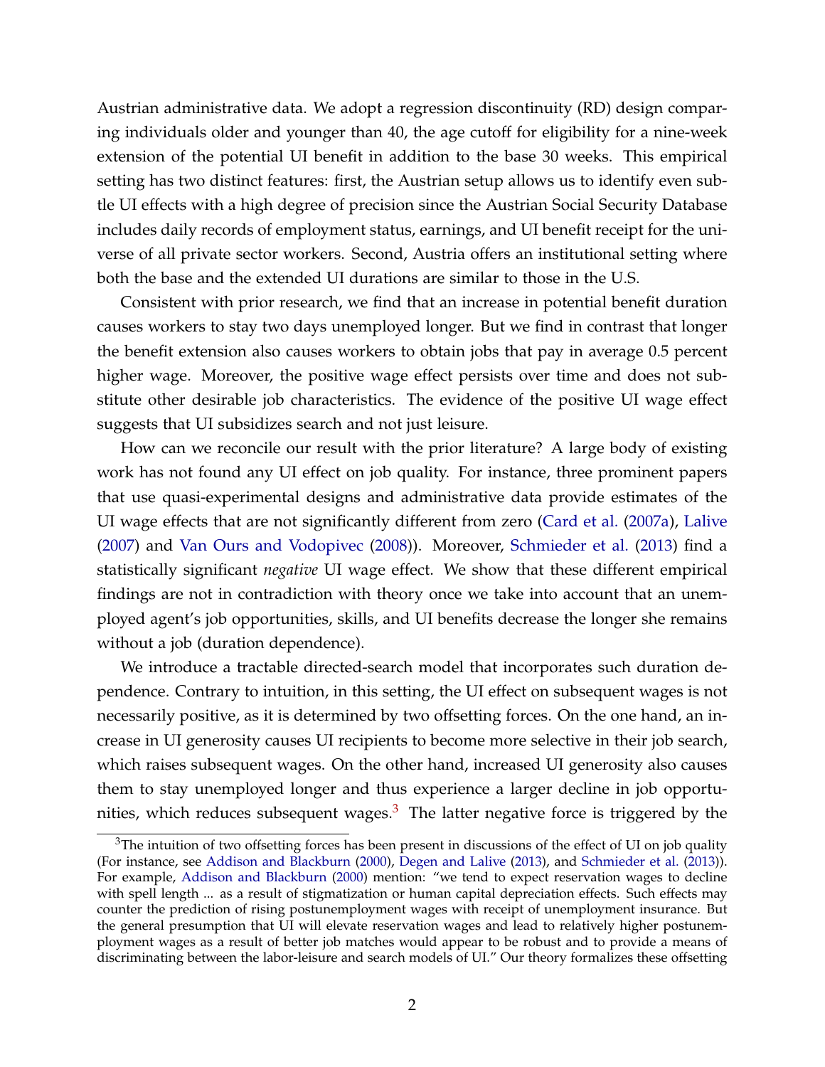Austrian administrative data. We adopt a regression discontinuity (RD) design comparing individuals older and younger than 40, the age cutoff for eligibility for a nine-week extension of the potential UI benefit in addition to the base 30 weeks. This empirical setting has two distinct features: first, the Austrian setup allows us to identify even subtle UI effects with a high degree of precision since the Austrian Social Security Database includes daily records of employment status, earnings, and UI benefit receipt for the universe of all private sector workers. Second, Austria offers an institutional setting where both the base and the extended UI durations are similar to those in the U.S.

Consistent with prior research, we find that an increase in potential benefit duration causes workers to stay two days unemployed longer. But we find in contrast that longer the benefit extension also causes workers to obtain jobs that pay in average 0.5 percent higher wage. Moreover, the positive wage effect persists over time and does not substitute other desirable job characteristics. The evidence of the positive UI wage effect suggests that UI subsidizes search and not just leisure.

How can we reconcile our result with the prior literature? A large body of existing work has not found any UI effect on job quality. For instance, three prominent papers that use quasi-experimental designs and administrative data provide estimates of the UI wage effects that are not significantly different from zero (Card et al. (2007a), Lalive (2007) and Van Ours and Vodopivec (2008)). Moreover, Schmieder et al. (2013) find a statistically significant *negative* UI wage effect. We show that these different empirical findings are not in contradiction with theory once we take into account that an unemployed agent's job opportunities, skills, and UI benefits decrease the longer she remains without a job (duration dependence).

We introduce a tractable directed-search model that incorporates such duration dependence. Contrary to intuition, in this setting, the UI effect on subsequent wages is not necessarily positive, as it is determined by two offsetting forces. On the one hand, an increase in UI generosity causes UI recipients to become more selective in their job search, which raises subsequent wages. On the other hand, increased UI generosity also causes them to stay unemployed longer and thus experience a larger decline in job opportunities, which reduces subsequent wages.[3] The latter negative force is triggered by the

[3] The intuition of two offsetting forces has been present in discussions of the effect of UI on job quality (For instance, see Addison and Blackburn (2000), Degen and Lalive (2013), and Schmieder et al. (2013)). For example, Addison and Blackburn (2000) mention: "we tend to expect reservation wages to decline with spell length ... as a result of stigmatization or human capital depreciation effects. Such effects may counter the prediction of rising postunemployment wages with receipt of unemployment insurance. But the general presumption that UI will elevate reservation wages and lead to relatively higher postunemployment wages as a result of better job matches would appear to be robust and to provide a means of discriminating between the labor-leisure and search models of UI." Our theory formalizes these offsetting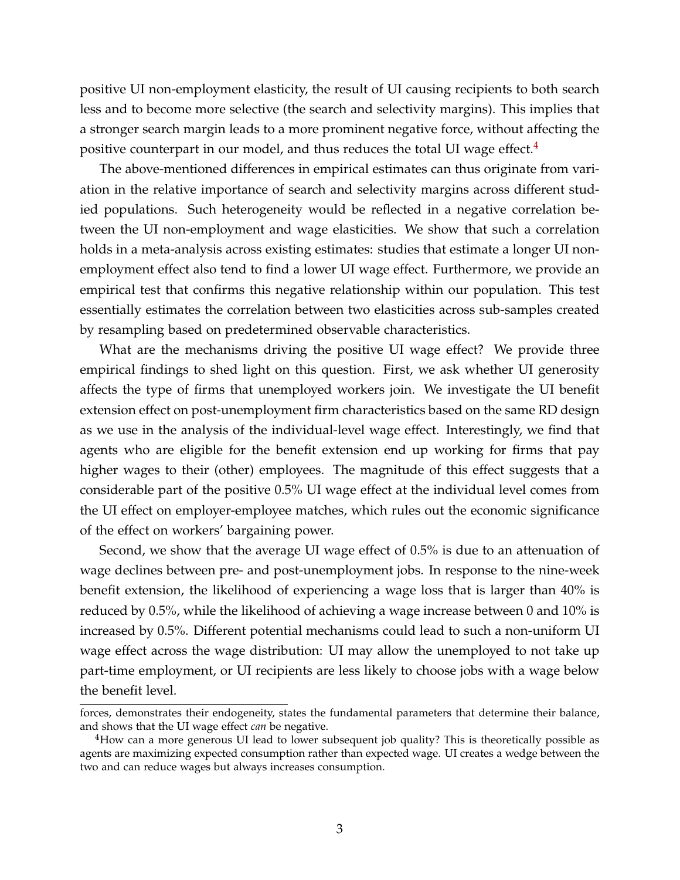positive UI non-employment elasticity, the result of UI causing recipients to both search less and to become more selective (the search and selectivity margins). This implies that a stronger search margin leads to a more prominent negative force, without affecting the positive counterpart in our model, and thus reduces the total UI wage effect.[4]

The above-mentioned differences in empirical estimates can thus originate from variation in the relative importance of search and selectivity margins across different studied populations. Such heterogeneity would be reflected in a negative correlation between the UI non-employment and wage elasticities. We show that such a correlation holds in a meta-analysis across existing estimates: studies that estimate a longer UI non-employment effect also tend to find a lower UI wage effect. Furthermore, we provide an empirical test that confirms this negative relationship within our population. This test essentially estimates the correlation between two elasticities across sub-samples created by resampling based on predetermined observable characteristics.

What are the mechanisms driving the positive UI wage effect? We provide three empirical findings to shed light on this question. First, we ask whether UI generosity affects the type of firms that unemployed workers join. We investigate the UI benefit extension effect on post-unemployment firm characteristics based on the same RD design as we use in the analysis of the individual-level wage effect. Interestingly, we find that agents who are eligible for the benefit extension end up working for firms that pay higher wages to their (other) employees. The magnitude of this effect suggests that a considerable part of the positive 0.5% UI wage effect at the individual level comes from the UI effect on employer-employee matches, which rules out the economic significance of the effect on workers' bargaining power.

Second, we show that the average UI wage effect of 0.5% is due to an attenuation of wage declines between pre- and post-unemployment jobs. In response to the nine-week benefit extension, the likelihood of experiencing a wage loss that is larger than 40% is reduced by 0.5%, while the likelihood of achieving a wage increase between 0 and 10% is increased by 0.5%. Different potential mechanisms could lead to such a non-uniform UI wage effect across the wage distribution: UI may allow the unemployed to not take up part-time employment, or UI recipients are less likely to choose jobs with a wage below the benefit level.

---

forces, demonstrates their endogeneity, states the fundamental parameters that determine their balance, and shows that the UI wage effect *can* be negative.

[4]How can a more generous UI lead to lower subsequent job quality? This is theoretically possible as agents are maximizing expected consumption rather than expected wage. UI creates a wedge between the two and can reduce wages but always increases consumption.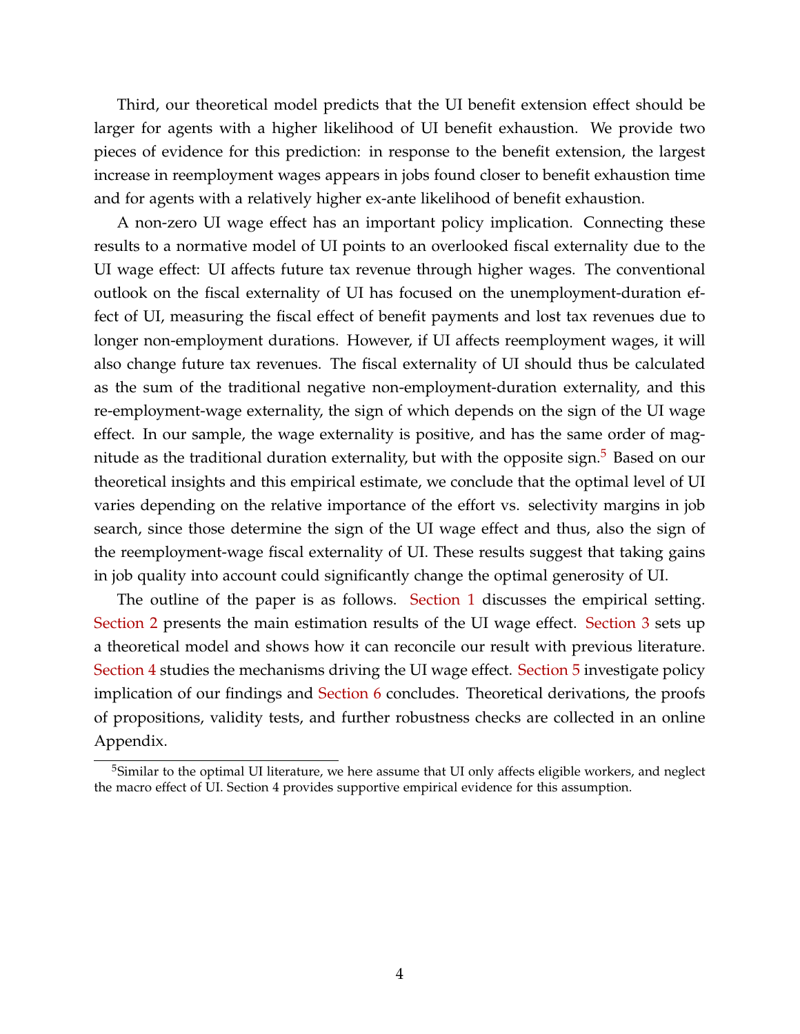Third, our theoretical model predicts that the UI benefit extension effect should be larger for agents with a higher likelihood of UI benefit exhaustion. We provide two pieces of evidence for this prediction: in response to the benefit extension, the largest increase in reemployment wages appears in jobs found closer to benefit exhaustion time and for agents with a relatively higher ex-ante likelihood of benefit exhaustion.

A non-zero UI wage effect has an important policy implication. Connecting these results to a normative model of UI points to an overlooked fiscal externality due to the UI wage effect: UI affects future tax revenue through higher wages. The conventional outlook on the fiscal externality of UI has focused on the unemployment-duration effect of UI, measuring the fiscal effect of benefit payments and lost tax revenues due to longer non-employment durations. However, if UI affects reemployment wages, it will also change future tax revenues. The fiscal externality of UI should thus be calculated as the sum of the traditional negative non-employment-duration externality, and this re-employment-wage externality, the sign of which depends on the sign of the UI wage effect. In our sample, the wage externality is positive, and has the same order of magnitude as the traditional duration externality, but with the opposite sign.[5] Based on our theoretical insights and this empirical estimate, we conclude that the optimal level of UI varies depending on the relative importance of the effort vs. selectivity margins in job search, since those determine the sign of the UI wage effect and thus, also the sign of the reemployment-wage fiscal externality of UI. These results suggest that taking gains in job quality into account could significantly change the optimal generosity of UI.

The outline of the paper is as follows. Section 1 discusses the empirical setting. Section 2 presents the main estimation results of the UI wage effect. Section 3 sets up a theoretical model and shows how it can reconcile our result with previous literature. Section 4 studies the mechanisms driving the UI wage effect. Section 5 investigate policy implication of our findings and Section 6 concludes. Theoretical derivations, the proofs of propositions, validity tests, and further robustness checks are collected in an online Appendix.

[5] Similar to the optimal UI literature, we here assume that UI only affects eligible workers, and neglect the macro effect of UI. Section 4 provides supportive empirical evidence for this assumption.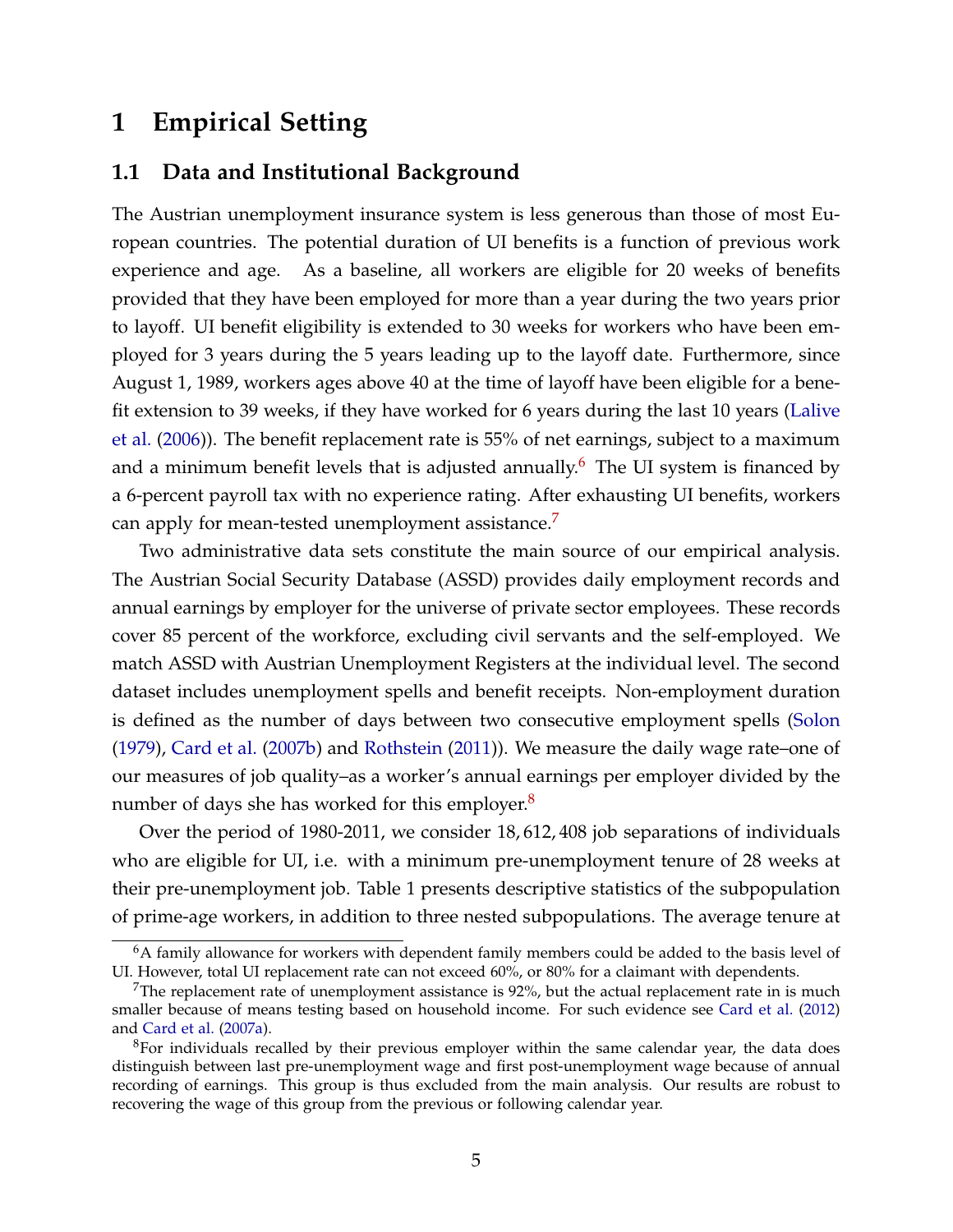# 1 Empirical Setting

## 1.1 Data and Institutional Background

The Austrian unemployment insurance system is less generous than those of most European countries. The potential duration of UI benefits is a function of previous work experience and age. As a baseline, all workers are eligible for 20 weeks of benefits provided that they have been employed for more than a year during the two years prior to layoff. UI benefit eligibility is extended to 30 weeks for workers who have been employed for 3 years during the 5 years leading up to the layoff date. Furthermore, since August 1, 1989, workers ages above 40 at the time of layoff have been eligible for a benefit extension to 39 weeks, if they have worked for 6 years during the last 10 years (Lalive et al. (2006)). The benefit replacement rate is 55% of net earnings, subject to a maximum and a minimum benefit levels that is adjusted annually.[6] The UI system is financed by a 6-percent payroll tax with no experience rating. After exhausting UI benefits, workers can apply for mean-tested unemployment assistance.[7]

Two administrative data sets constitute the main source of our empirical analysis. The Austrian Social Security Database (ASSD) provides daily employment records and annual earnings by employer for the universe of private sector employees. These records cover 85 percent of the workforce, excluding civil servants and the self-employed. We match ASSD with Austrian Unemployment Registers at the individual level. The second dataset includes unemployment spells and benefit receipts. Non-employment duration is defined as the number of days between two consecutive employment spells (Solon (1979), Card et al. (2007b) and Rothstein (2011)). We measure the daily wage rate–one of our measures of job quality–as a worker's annual earnings per employer divided by the number of days she has worked for this employer.[8]

Over the period of 1980-2011, we consider 18, 612, 408 job separations of individuals who are eligible for UI, i.e. with a minimum pre-unemployment tenure of 28 weeks at their pre-unemployment job. Table 1 presents descriptive statistics of the subpopulation of prime-age workers, in addition to three nested subpopulations. The average tenure at

---

[6] A family allowance for workers with dependent family members could be added to the basis level of UI. However, total UI replacement rate can not exceed 60%, or 80% for a claimant with dependents.

[7] The replacement rate of unemployment assistance is 92%, but the actual replacement rate in is much smaller because of means testing based on household income. For such evidence see Card et al. (2012) and Card et al. (2007a).

[8] For individuals recalled by their previous employer within the same calendar year, the data does distinguish between last pre-unemployment wage and first post-unemployment wage because of annual recording of earnings. This group is thus excluded from the main analysis. Our results are robust to recovering the wage of this group from the previous or following calendar year.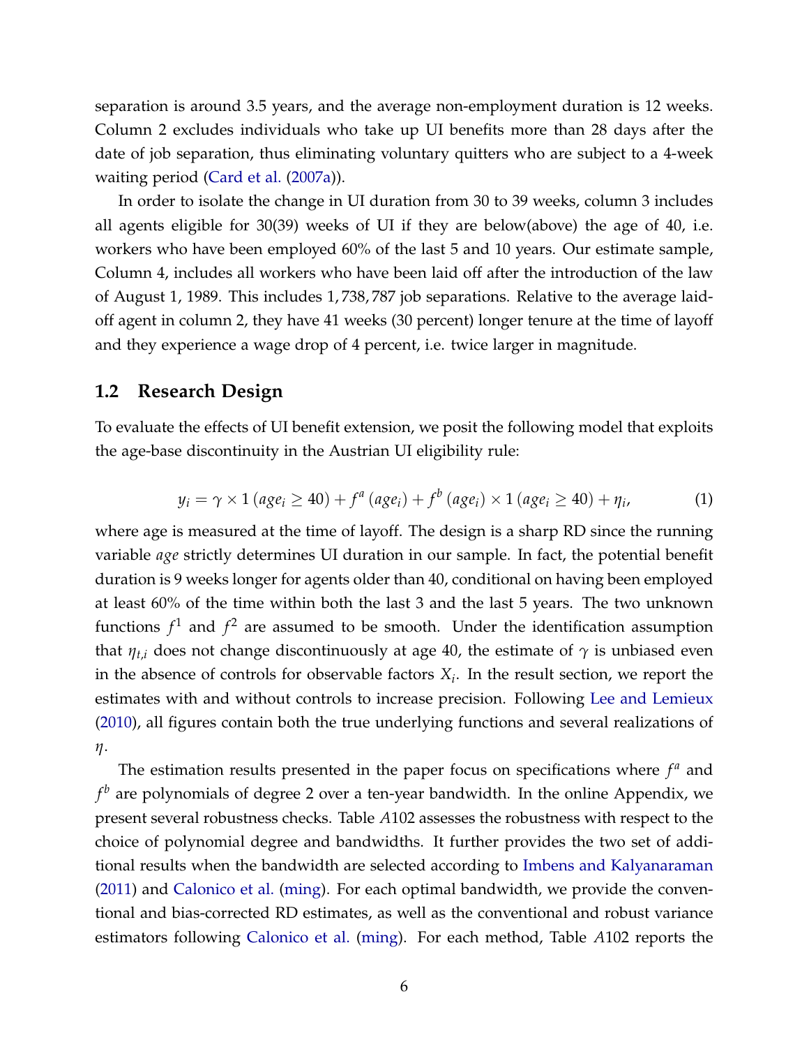separation is around 3.5 years, and the average non-employment duration is 12 weeks. Column 2 excludes individuals who take up UI benefits more than 28 days after the date of job separation, thus eliminating voluntary quitters who are subject to a 4-week waiting period (Card et al. (2007a)).

In order to isolate the change in UI duration from 30 to 39 weeks, column 3 includes all agents eligible for 30(39) weeks of UI if they are below(above) the age of 40, i.e. workers who have been employed 60% of the last 5 and 10 years. Our estimate sample, Column 4, includes all workers who have been laid off after the introduction of the law of August 1, 1989. This includes 1,738,787 job separations. Relative to the average laid-off agent in column 2, they have 41 weeks (30 percent) longer tenure at the time of layoff and they experience a wage drop of 4 percent, i.e. twice larger in magnitude.

## 1.2 Research Design

To evaluate the effects of UI benefit extension, we posit the following model that exploits the age-base discontinuity in the Austrian UI eligibility rule:

$$y_i = \gamma \times 1\left(age_i \geq 40\right) + f^a\left(age_i\right) + f^b\left(age_i\right) \times 1\left(age_i \geq 40\right) + \eta_i, \tag{1}$$

where age is measured at the time of layoff. The design is a sharp RD since the running variable *age* strictly determines UI duration in our sample. In fact, the potential benefit duration is 9 weeks longer for agents older than 40, conditional on having been employed at least 60% of the time within both the last 3 and the last 5 years. The two unknown functions $f^1$ and $f^2$ are assumed to be smooth. Under the identification assumption that $\eta_{t,i}$ does not change discontinuously at age 40, the estimate of $\gamma$ is unbiased even in the absence of controls for observable factors $X_i$. In the result section, we report the estimates with and without controls to increase precision. Following Lee and Lemieux (2010), all figures contain both the true underlying functions and several realizations of $\eta$.

The estimation results presented in the paper focus on specifications where $f^a$ and $f^b$ are polynomials of degree 2 over a ten-year bandwidth. In the online Appendix, we present several robustness checks. Table $A102$ assesses the robustness with respect to the choice of polynomial degree and bandwidths. It further provides the two set of additional results when the bandwidth are selected according to Imbens and Kalyanaraman (2011) and Calonico et al. (ming). For each optimal bandwidth, we provide the conventional and bias-corrected RD estimates, as well as the conventional and robust variance estimators following Calonico et al. (ming). For each method, Table $A102$ reports the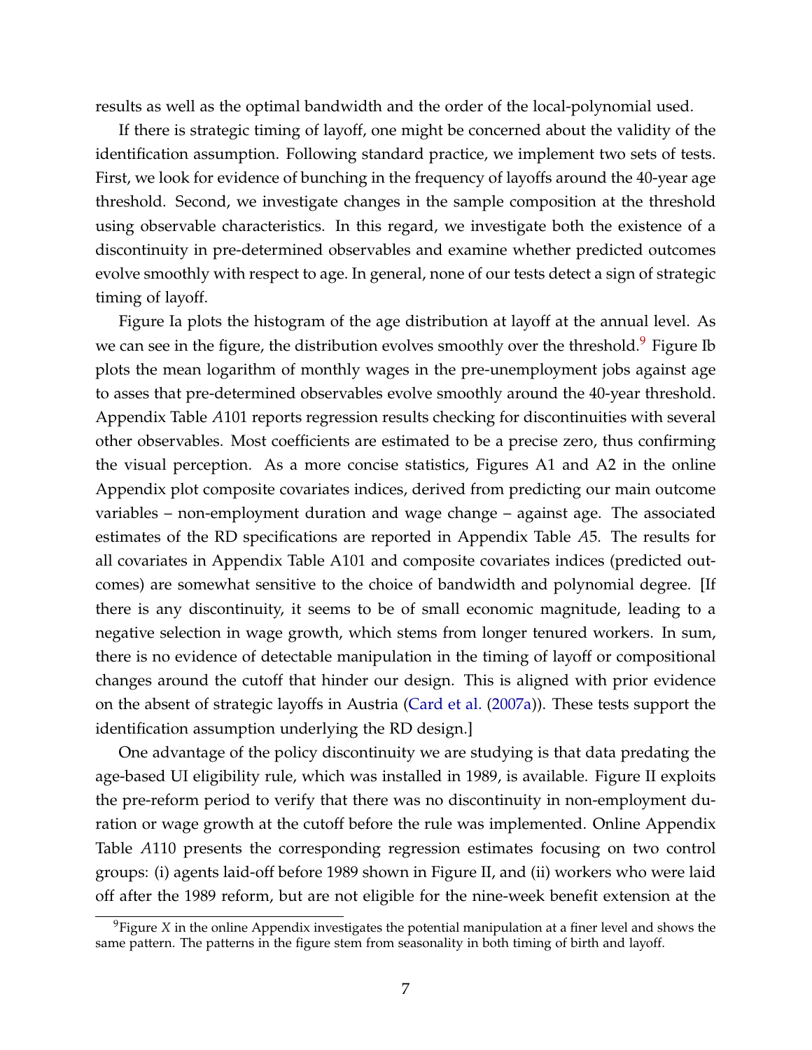results as well as the optimal bandwidth and the order of the local-polynomial used.

If there is strategic timing of layoff, one might be concerned about the validity of the identification assumption. Following standard practice, we implement two sets of tests. First, we look for evidence of bunching in the frequency of layoffs around the 40-year age threshold. Second, we investigate changes in the sample composition at the threshold using observable characteristics. In this regard, we investigate both the existence of a discontinuity in pre-determined observables and examine whether predicted outcomes evolve smoothly with respect to age. In general, none of our tests detect a sign of strategic timing of layoff.

Figure Ia plots the histogram of the age distribution at layoff at the annual level. As we can see in the figure, the distribution evolves smoothly over the threshold.[9] Figure Ib plots the mean logarithm of monthly wages in the pre-unemployment jobs against age to asses that pre-determined observables evolve smoothly around the 40-year threshold. Appendix Table *A*101 reports regression results checking for discontinuities with several other observables. Most coefficients are estimated to be a precise zero, thus confirming the visual perception. As a more concise statistics, Figures A1 and A2 in the online Appendix plot composite covariates indices, derived from predicting our main outcome variables – non-employment duration and wage change – against age. The associated estimates of the RD specifications are reported in Appendix Table *A*5. The results for all covariates in Appendix Table A101 and composite covariates indices (predicted outcomes) are somewhat sensitive to the choice of bandwidth and polynomial degree. [If there is any discontinuity, it seems to be of small economic magnitude, leading to a negative selection in wage growth, which stems from longer tenured workers. In sum, there is no evidence of detectable manipulation in the timing of layoff or compositional changes around the cutoff that hinder our design. This is aligned with prior evidence on the absent of strategic layoffs in Austria (Card et al. (2007a)). These tests support the identification assumption underlying the RD design.]

One advantage of the policy discontinuity we are studying is that data predating the age-based UI eligibility rule, which was installed in 1989, is available. Figure II exploits the pre-reform period to verify that there was no discontinuity in non-employment duration or wage growth at the cutoff before the rule was implemented. Online Appendix Table *A*110 presents the corresponding regression estimates focusing on two control groups: (i) agents laid-off before 1989 shown in Figure II, and (ii) workers who were laid off after the 1989 reform, but are not eligible for the nine-week benefit extension at the

[9] Figure *X* in the online Appendix investigates the potential manipulation at a finer level and shows the same pattern. The patterns in the figure stem from seasonality in both timing of birth and layoff.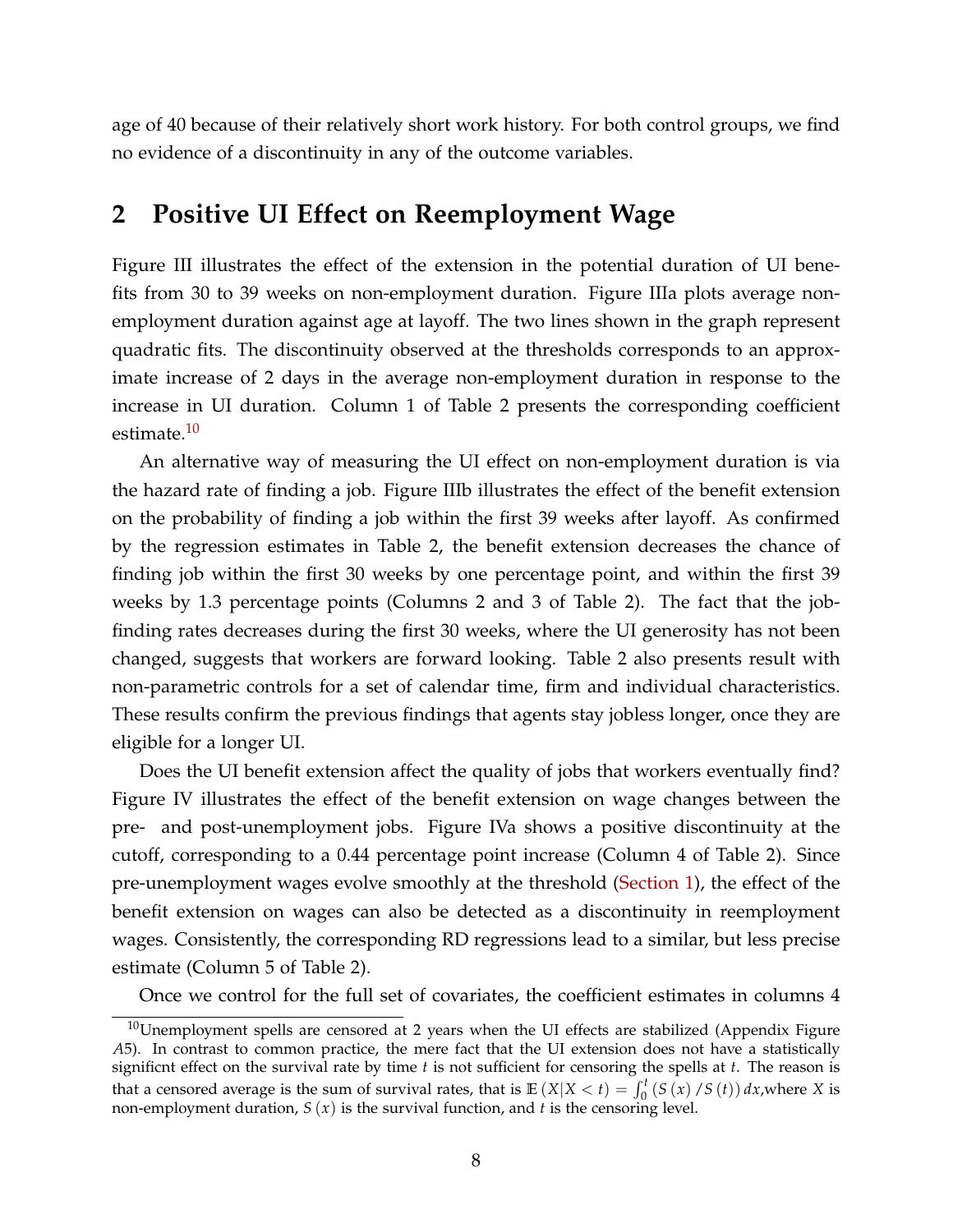age of 40 because of their relatively short work history. For both control groups, we find no evidence of a discontinuity in any of the outcome variables.

## 2 Positive UI Effect on Reemployment Wage

Figure III illustrates the effect of the extension in the potential duration of UI benefits from 30 to 39 weeks on non-employment duration. Figure IIIa plots average non-employment duration against age at layoff. The two lines shown in the graph represent quadratic fits. The discontinuity observed at the thresholds corresponds to an approximate increase of 2 days in the average non-employment duration in response to the increase in UI duration. Column 1 of Table 2 presents the corresponding coefficient estimate.[10]

An alternative way of measuring the UI effect on non-employment duration is via the hazard rate of finding a job. Figure IIIb illustrates the effect of the benefit extension on the probability of finding a job within the first 39 weeks after layoff. As confirmed by the regression estimates in Table 2, the benefit extension decreases the chance of finding job within the first 30 weeks by one percentage point, and within the first 39 weeks by 1.3 percentage points (Columns 2 and 3 of Table 2). The fact that the job-finding rates decreases during the first 30 weeks, where the UI generosity has not been changed, suggests that workers are forward looking. Table 2 also presents result with non-parametric controls for a set of calendar time, firm and individual characteristics. These results confirm the previous findings that agents stay jobless longer, once they are eligible for a longer UI.

Does the UI benefit extension affect the quality of jobs that workers eventually find? Figure IV illustrates the effect of the benefit extension on wage changes between the pre- and post-unemployment jobs. Figure IVa shows a positive discontinuity at the cutoff, corresponding to a 0.44 percentage point increase (Column 4 of Table 2). Since pre-unemployment wages evolve smoothly at the threshold (Section 1), the effect of the benefit extension on wages can also be detected as a discontinuity in reemployment wages. Consistently, the corresponding RD regressions lead to a similar, but less precise estimate (Column 5 of Table 2).

Once we control for the full set of covariates, the coefficient estimates in columns 4

[10] Unemployment spells are censored at 2 years when the UI effects are stabilized (Appendix Figure A5). In contrast to common practice, the mere fact that the UI extension does not have a statistically significnt effect on the survival rate by time $t$ is not sufficient for censoring the spells at $t$. The reason is that a censored average is the sum of survival rates, that is $\mathbb{E}\left(X|X<t\right)=\int_0^t \left(S\left(x\right)/S\left(t\right)\right)dx$,where $X$ is non-employment duration, $S\left(x\right)$ is the survival function, and $t$ is the censoring level.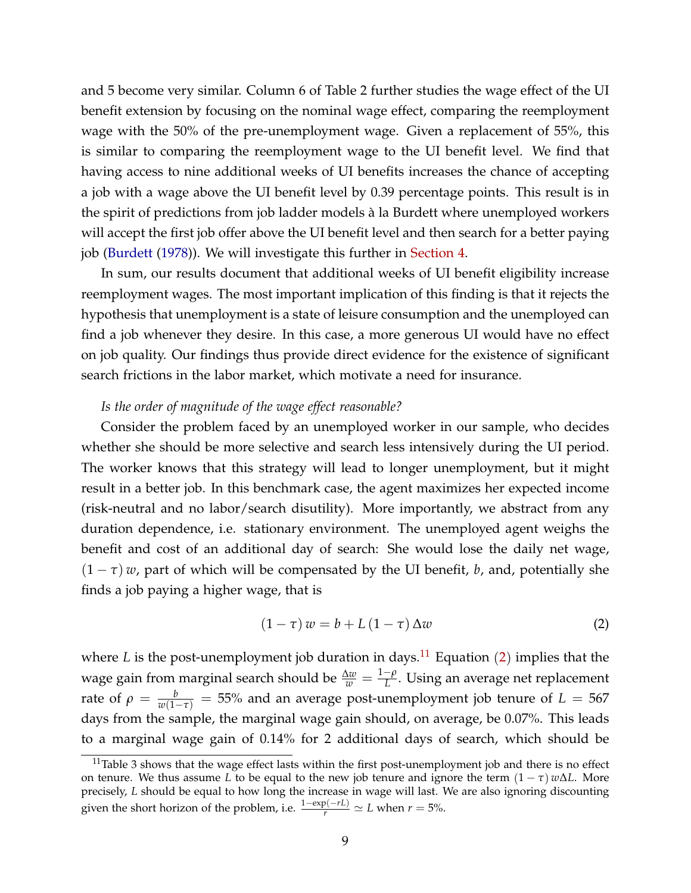and 5 become very similar. Column 6 of Table 2 further studies the wage effect of the UI benefit extension by focusing on the nominal wage effect, comparing the reemployment wage with the 50% of the pre-unemployment wage. Given a replacement of 55%, this is similar to comparing the reemployment wage to the UI benefit level. We find that having access to nine additional weeks of UI benefits increases the chance of accepting a job with a wage above the UI benefit level by 0.39 percentage points. This result is in the spirit of predictions from job ladder models à la Burdett where unemployed workers will accept the first job offer above the UI benefit level and then search for a better paying job (Burdett (1978)). We will investigate this further in Section 4.

In sum, our results document that additional weeks of UI benefit eligibility increase reemployment wages. The most important implication of this finding is that it rejects the hypothesis that unemployment is a state of leisure consumption and the unemployed can find a job whenever they desire. In this case, a more generous UI would have no effect on job quality. Our findings thus provide direct evidence for the existence of significant search frictions in the labor market, which motivate a need for insurance.

*Is the order of magnitude of the wage effect reasonable?*

Consider the problem faced by an unemployed worker in our sample, who decides whether she should be more selective and search less intensively during the UI period. The worker knows that this strategy will lead to longer unemployment, but it might result in a better job. In this benchmark case, the agent maximizes her expected income (risk-neutral and no labor/search disutility). More importantly, we abstract from any duration dependence, i.e. stationary environment. The unemployed agent weighs the benefit and cost of an additional day of search: She would lose the daily net wage, $(1-\tau)\,w$, part of which will be compensated by the UI benefit, $b$, and, potentially she finds a job paying a higher wage, that is

$$(1-\tau)\,w = b + L\,(1-\tau)\,\Delta w \tag{2}$$

where $L$ is the post-unemployment job duration in days.[11] Equation (2) implies that the wage gain from marginal search should be $\frac{\Delta w}{w} = \frac{1-\rho}{L}$. Using an average net replacement rate of $\rho = \frac{b}{w(1-\tau)} = 55\%$ and an average post-unemployment job tenure of $L = 567$ days from the sample, the marginal wage gain should, on average, be 0.07%. This leads to a marginal wage gain of 0.14% for 2 additional days of search, which should be

[11] Table 3 shows that the wage effect lasts within the first post-unemployment job and there is no effect on tenure. We thus assume $L$ to be equal to the new job tenure and ignore the term $(1-\tau)\,w\Delta L$. More precisely, $L$ should be equal to how long the increase in wage will last. We are also ignoring discounting given the short horizon of the problem, i.e. $\frac{1-\exp(-rL)}{r} \simeq L$ when $r = 5\%$.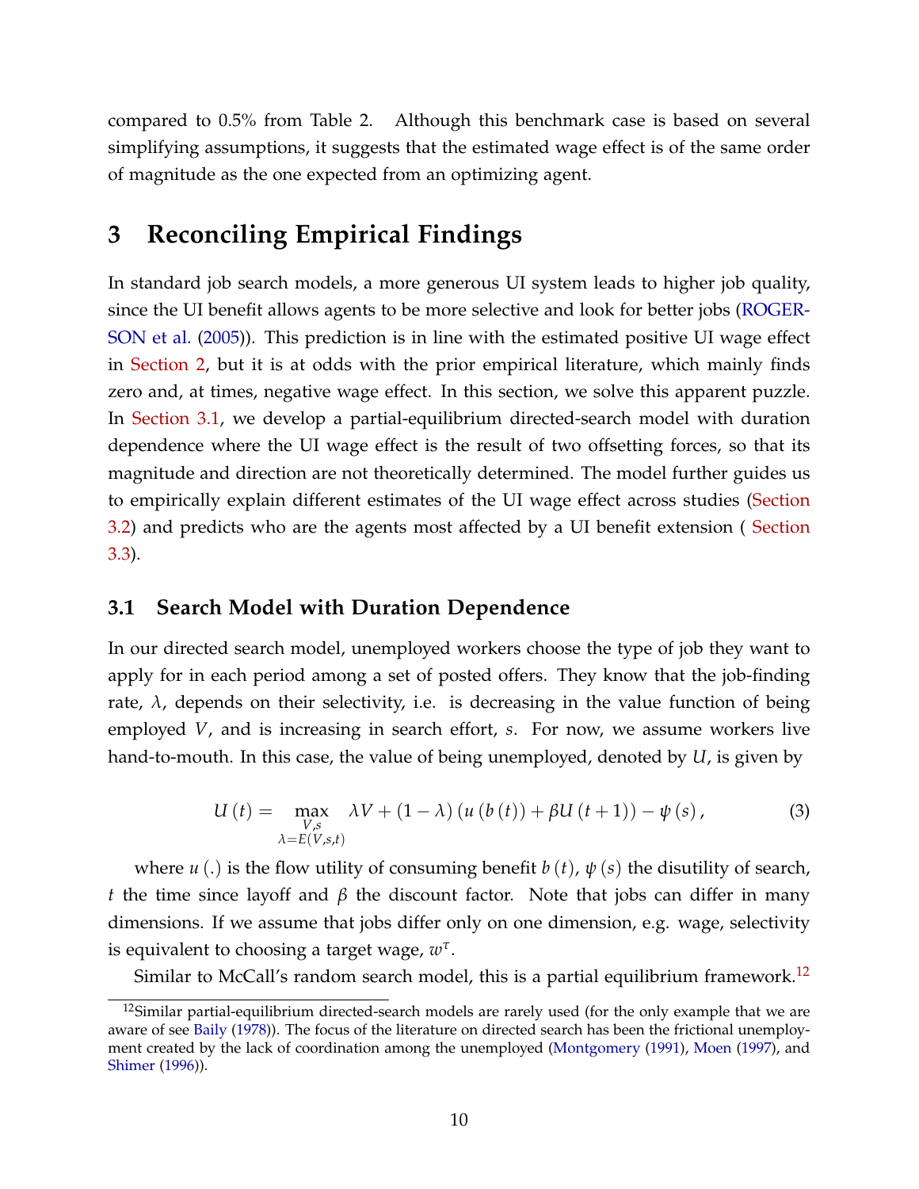compared to 0.5% from Table 2. Although this benchmark case is based on several simplifying assumptions, it suggests that the estimated wage effect is of the same order of magnitude as the one expected from an optimizing agent.

# 3 Reconciling Empirical Findings

In standard job search models, a more generous UI system leads to higher job quality, since the UI benefit allows agents to be more selective and look for better jobs (ROGERSON et al. (2005)). This prediction is in line with the estimated positive UI wage effect in Section 2, but it is at odds with the prior empirical literature, which mainly finds zero and, at times, negative wage effect. In this section, we solve this apparent puzzle. In Section 3.1, we develop a partial-equilibrium directed-search model with duration dependence where the UI wage effect is the result of two offsetting forces, so that its magnitude and direction are not theoretically determined. The model further guides us to empirically explain different estimates of the UI wage effect across studies (Section 3.2) and predicts who are the agents most affected by a UI benefit extension ( Section 3.3).

## 3.1 Search Model with Duration Dependence

In our directed search model, unemployed workers choose the type of job they want to apply for in each period among a set of posted offers. They know that the job-finding rate, $\lambda$, depends on their selectivity, i.e. is decreasing in the value function of being employed $V$, and is increasing in search effort, $s$. For now, we assume workers live hand-to-mouth. In this case, the value of being unemployed, denoted by $U$, is given by

$$U(t) = \max_{\substack{V,s \\ \lambda = E(V,s,t)}} \lambda V + (1-\lambda)\left(u\left(b\left(t\right)\right) + \beta U\left(t+1\right)\right) - \psi\left(s\right), \tag{3}$$

where $u(.)$ is the flow utility of consuming benefit $b(t)$, $\psi(s)$ the disutility of search, $t$ the time since layoff and $\beta$ the discount factor. Note that jobs can differ in many dimensions. If we assume that jobs differ only on one dimension, e.g. wage, selectivity is equivalent to choosing a target wage, $w^{\tau}$.

Similar to McCall's random search model, this is a partial equilibrium framework.[12]

[12] Similar partial-equilibrium directed-search models are rarely used (for the only example that we are aware of see Baily (1978)). The focus of the literature on directed search has been the frictional unemployment created by the lack of coordination among the unemployed (Montgomery (1991), Moen (1997), and Shimer (1996)).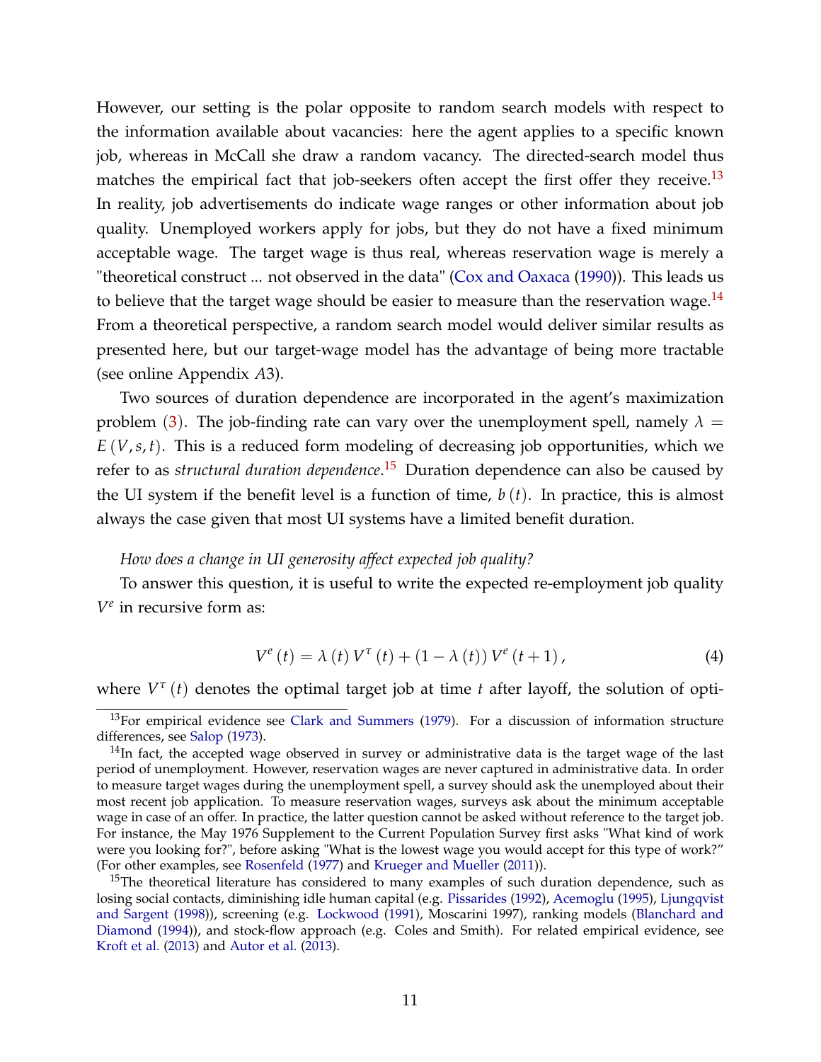However, our setting is the polar opposite to random search models with respect to the information available about vacancies: here the agent applies to a specific known job, whereas in McCall she draw a random vacancy. The directed-search model thus matches the empirical fact that job-seekers often accept the first offer they receive.[13] In reality, job advertisements do indicate wage ranges or other information about job quality. Unemployed workers apply for jobs, but they do not have a fixed minimum acceptable wage. The target wage is thus real, whereas reservation wage is merely a "theoretical construct ... not observed in the data" (Cox and Oaxaca (1990)). This leads us to believe that the target wage should be easier to measure than the reservation wage.[14] From a theoretical perspective, a random search model would deliver similar results as presented here, but our target-wage model has the advantage of being more tractable (see online Appendix $A3$).

Two sources of duration dependence are incorporated in the agent's maximization problem (3). The job-finding rate can vary over the unemployment spell, namely $\lambda = E(V, s, t)$. This is a reduced form modeling of decreasing job opportunities, which we refer to as *structural duration dependence*.[15] Duration dependence can also be caused by the UI system if the benefit level is a function of time, $b(t)$. In practice, this is almost always the case given that most UI systems have a limited benefit duration.

*How does a change in UI generosity affect expected job quality?*

To answer this question, it is useful to write the expected re-employment job quality $V^e$ in recursive form as:

$$V^e(t) = \lambda(t) V^\tau(t) + (1 - \lambda(t)) V^e(t+1), \tag{4}$$

where $V^\tau(t)$ denotes the optimal target job at time $t$ after layoff, the solution of opti-

[13] For empirical evidence see Clark and Summers (1979). For a discussion of information structure differences, see Salop (1973).

[14] In fact, the accepted wage observed in survey or administrative data is the target wage of the last period of unemployment. However, reservation wages are never captured in administrative data. In order to measure target wages during the unemployment spell, a survey should ask the unemployed about their most recent job application. To measure reservation wages, surveys ask about the minimum acceptable wage in case of an offer. In practice, the latter question cannot be asked without reference to the target job. For instance, the May 1976 Supplement to the Current Population Survey first asks "What kind of work were you looking for?", before asking "What is the lowest wage you would accept for this type of work?" (For other examples, see Rosenfeld (1977) and Krueger and Mueller (2011)).

[15] The theoretical literature has considered to many examples of such duration dependence, such as losing social contacts, diminishing idle human capital (e.g. Pissarides (1992), Acemoglu (1995), Ljungqvist and Sargent (1998)), screening (e.g. Lockwood (1991), Moscarini 1997), ranking models (Blanchard and Diamond (1994)), and stock-flow approach (e.g. Coles and Smith). For related empirical evidence, see Kroft et al. (2013) and Autor et al. (2013).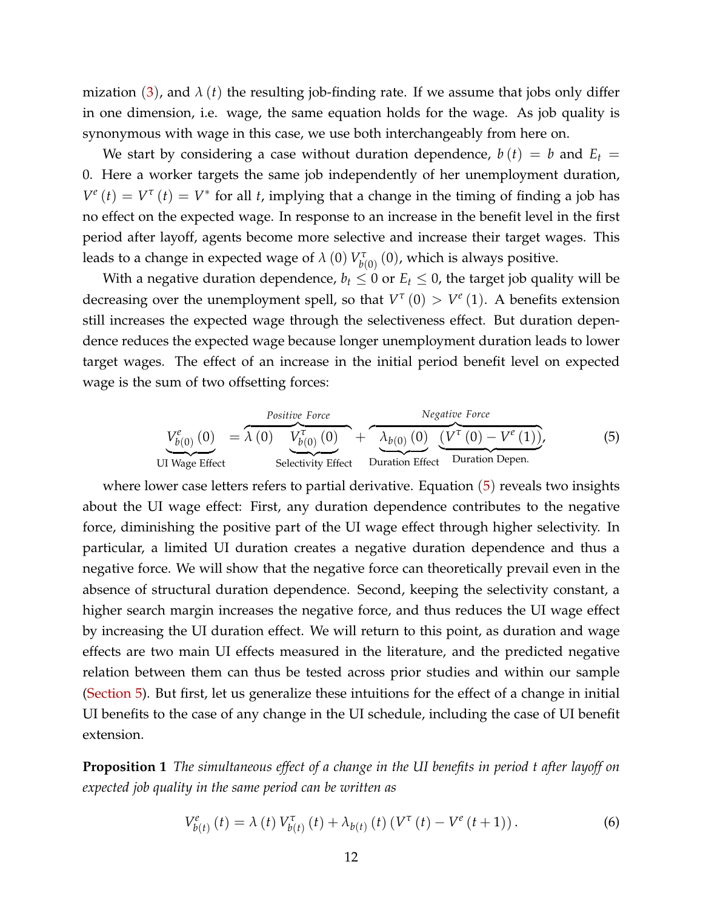mization (3), and $\lambda(t)$ the resulting job-finding rate. If we assume that jobs only differ in one dimension, i.e. wage, the same equation holds for the wage. As job quality is synonymous with wage in this case, we use both interchangeably from here on.

We start by considering a case without duration dependence, $b(t) = b$ and $E_t = 0$. Here a worker targets the same job independently of her unemployment duration, $V^e(t) = V^\tau(t) = V^*$ for all $t$, implying that a change in the timing of finding a job has no effect on the expected wage. In response to an increase in the benefit level in the first period after layoff, agents become more selective and increase their target wages. This leads to a change in expected wage of $\lambda(0)\, V^\tau_{b(0)}(0)$, which is always positive.

With a negative duration dependence, $b_t \leq 0$ or $E_t \leq 0$, the target job quality will be decreasing over the unemployment spell, so that $V^\tau(0) > V^e(1)$. A benefits extension still increases the expected wage through the selectiveness effect. But duration dependence reduces the expected wage because longer unemployment duration leads to lower target wages. The effect of an increase in the initial period benefit level on expected wage is the sum of two offsetting forces:

$$\underbrace{V^e_{b(0)}(0)}_{\text{UI Wage Effect}} = \overbrace{\lambda(0)\underbrace{V^\tau_{b(0)}(0)}_{\text{Selectivity Effect}}}^{\textit{Positive Force}} + \overbrace{\underbrace{\lambda_{b(0)}(0)}_{\text{Duration Effect}}\underbrace{\left(V^\tau(0) - V^e(1)\right)}_{\text{Duration Depen.}}}^{\textit{Negative Force}}, \tag{5}$$

where lower case letters refers to partial derivative. Equation (5) reveals two insights about the UI wage effect: First, any duration dependence contributes to the negative force, diminishing the positive part of the UI wage effect through higher selectivity. In particular, a limited UI duration creates a negative duration dependence and thus a negative force. We will show that the negative force can theoretically prevail even in the absence of structural duration dependence. Second, keeping the selectivity constant, a higher search margin increases the negative force, and thus reduces the UI wage effect by increasing the UI duration effect. We will return to this point, as duration and wage effects are two main UI effects measured in the literature, and the predicted negative relation between them can thus be tested across prior studies and within our sample (Section 5). But first, let us generalize these intuitions for the effect of a change in initial UI benefits to the case of any change in the UI schedule, including the case of UI benefit extension.

**Proposition 1** *The simultaneous effect of a change in the UI benefits in period t after layoff on expected job quality in the same period can be written as*

$$V^e_{b(t)}(t) = \lambda(t)\, V^\tau_{b(t)}(t) + \lambda_{b(t)}(t)\left(V^\tau(t) - V^e(t+1)\right). \tag{6}$$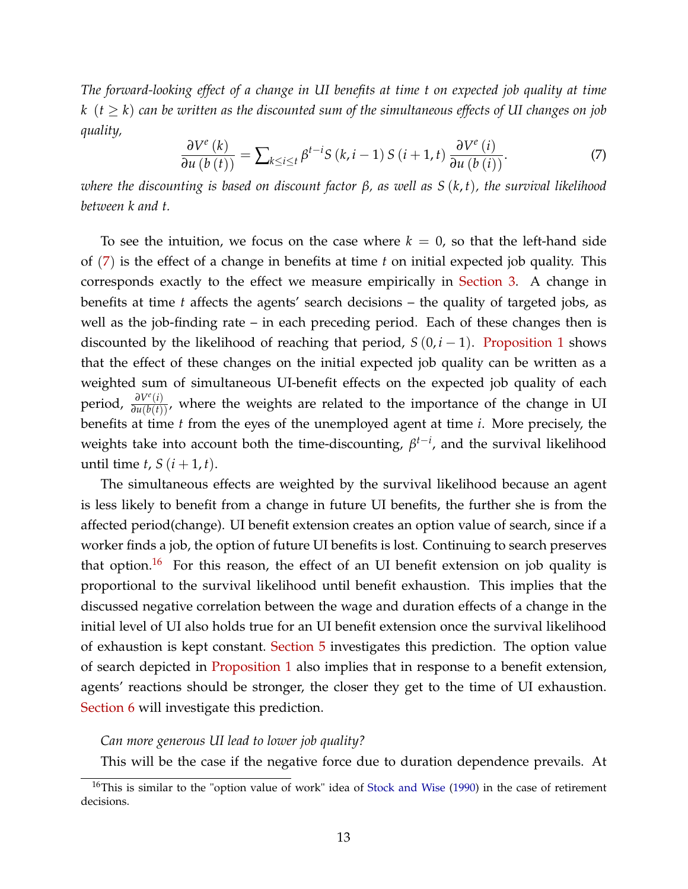*The forward-looking effect of a change in UI benefits at time $t$ on expected job quality at time $k$ $(t \geq k)$ can be written as the discounted sum of the simultaneous effects of UI changes on job quality,*

$$\frac{\partial V^{e}(k)}{\partial u(b(t))} = \sum\nolimits_{k \leq i \leq t} \beta^{t-i} S(k, i-1)\, S(i+1, t)\, \frac{\partial V^{e}(i)}{\partial u(b(i))}. \tag{7}$$

*where the discounting is based on discount factor $\beta$, as well as $S(k,t)$, the survival likelihood between $k$ and $t$.*

To see the intuition, we focus on the case where $k = 0$, so that the left-hand side of (7) is the effect of a change in benefits at time $t$ on initial expected job quality. This corresponds exactly to the effect we measure empirically in Section 3. A change in benefits at time $t$ affects the agents' search decisions – the quality of targeted jobs, as well as the job-finding rate – in each preceding period. Each of these changes then is discounted by the likelihood of reaching that period, $S(0, i-1)$. Proposition 1 shows that the effect of these changes on the initial expected job quality can be written as a weighted sum of simultaneous UI-benefit effects on the expected job quality of each period, $\frac{\partial V^{e}(i)}{\partial u(b(t))}$, where the weights are related to the importance of the change in UI benefits at time $t$ from the eyes of the unemployed agent at time $i$. More precisely, the weights take into account both the time-discounting, $\beta^{t-i}$, and the survival likelihood until time $t$, $S(i+1, t)$.

The simultaneous effects are weighted by the survival likelihood because an agent is less likely to benefit from a change in future UI benefits, the further she is from the affected period(change). UI benefit extension creates an option value of search, since if a worker finds a job, the option of future UI benefits is lost. Continuing to search preserves that option.[16] For this reason, the effect of an UI benefit extension on job quality is proportional to the survival likelihood until benefit exhaustion. This implies that the discussed negative correlation between the wage and duration effects of a change in the initial level of UI also holds true for an UI benefit extension once the survival likelihood of exhaustion is kept constant. Section 5 investigates this prediction. The option value of search depicted in Proposition 1 also implies that in response to a benefit extension, agents' reactions should be stronger, the closer they get to the time of UI exhaustion. Section 6 will investigate this prediction.

*Can more generous UI lead to lower job quality?*

This will be the case if the negative force due to duration dependence prevails. At

[16] This is similar to the "option value of work" idea of Stock and Wise (1990) in the case of retirement decisions.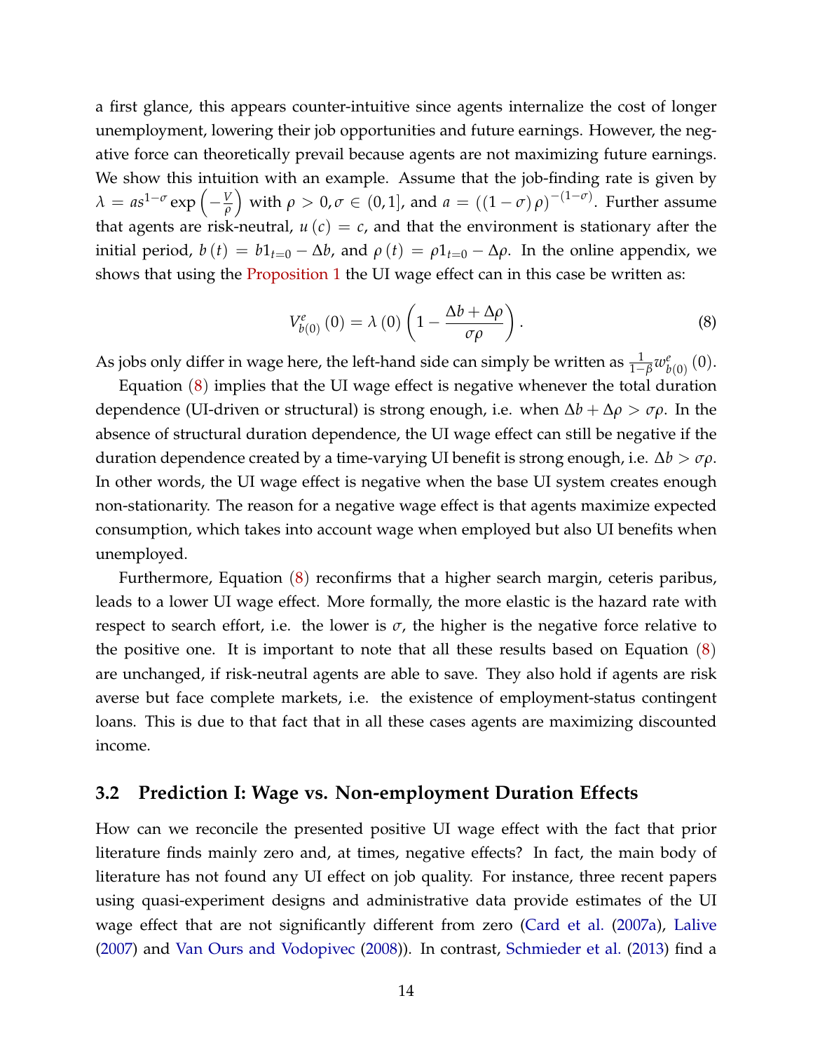a first glance, this appears counter-intuitive since agents internalize the cost of longer unemployment, lowering their job opportunities and future earnings. However, the negative force can theoretically prevail because agents are not maximizing future earnings. We show this intuition with an example. Assume that the job-finding rate is given by $\lambda = as^{1-\sigma}\exp\left(-\frac{V}{\rho}\right)$ with $\rho > 0, \sigma \in (0,1]$, and $a = ((1-\sigma)\rho)^{-(1-\sigma)}$. Further assume that agents are risk-neutral, $u(c) = c$, and that the environment is stationary after the initial period, $b(t) = b1_{t=0} - \Delta b$, and $\rho(t) = \rho 1_{t=0} - \Delta\rho$. In the online appendix, we shows that using the Proposition 1 the UI wage effect can in this case be written as:

$$V^{e}_{b(0)}(0) = \lambda(0)\left(1 - \frac{\Delta b + \Delta\rho}{\sigma\rho}\right). \tag{8}$$

As jobs only differ in wage here, the left-hand side can simply be written as $\frac{1}{1-\beta}w^{e}_{b(0)}(0)$.

Equation (8) implies that the UI wage effect is negative whenever the total duration dependence (UI-driven or structural) is strong enough, i.e. when $\Delta b + \Delta\rho > \sigma\rho$. In the absence of structural duration dependence, the UI wage effect can still be negative if the duration dependence created by a time-varying UI benefit is strong enough, i.e. $\Delta b > \sigma\rho$. In other words, the UI wage effect is negative when the base UI system creates enough non-stationarity. The reason for a negative wage effect is that agents maximize expected consumption, which takes into account wage when employed but also UI benefits when unemployed.

Furthermore, Equation (8) reconfirms that a higher search margin, ceteris paribus, leads to a lower UI wage effect. More formally, the more elastic is the hazard rate with respect to search effort, i.e. the lower is $\sigma$, the higher is the negative force relative to the positive one. It is important to note that all these results based on Equation (8) are unchanged, if risk-neutral agents are able to save. They also hold if agents are risk averse but face complete markets, i.e. the existence of employment-status contingent loans. This is due to that fact that in all these cases agents are maximizing discounted income.

### 3.2 Prediction I: Wage vs. Non-employment Duration Effects

How can we reconcile the presented positive UI wage effect with the fact that prior literature finds mainly zero and, at times, negative effects? In fact, the main body of literature has not found any UI effect on job quality. For instance, three recent papers using quasi-experiment designs and administrative data provide estimates of the UI wage effect that are not significantly different from zero (Card et al. (2007a), Lalive (2007) and Van Ours and Vodopivec (2008)). In contrast, Schmieder et al. (2013) find a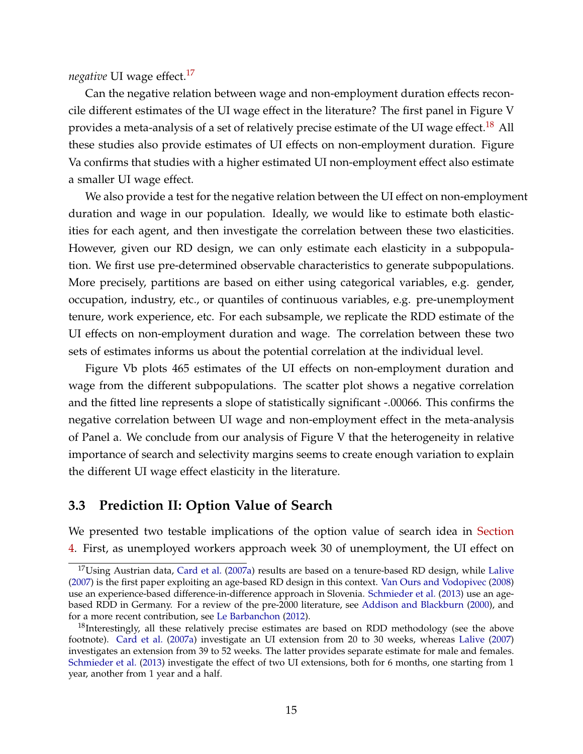*negative* UI wage effect.[17]

Can the negative relation between wage and non-employment duration effects reconcile different estimates of the UI wage effect in the literature? The first panel in Figure V provides a meta-analysis of a set of relatively precise estimate of the UI wage effect.[18] All these studies also provide estimates of UI effects on non-employment duration. Figure Va confirms that studies with a higher estimated UI non-employment effect also estimate a smaller UI wage effect.

We also provide a test for the negative relation between the UI effect on non-employment duration and wage in our population. Ideally, we would like to estimate both elasticities for each agent, and then investigate the correlation between these two elasticities. However, given our RD design, we can only estimate each elasticity in a subpopulation. We first use pre-determined observable characteristics to generate subpopulations. More precisely, partitions are based on either using categorical variables, e.g. gender, occupation, industry, etc., or quantiles of continuous variables, e.g. pre-unemployment tenure, work experience, etc. For each subsample, we replicate the RDD estimate of the UI effects on non-employment duration and wage. The correlation between these two sets of estimates informs us about the potential correlation at the individual level.

Figure Vb plots 465 estimates of the UI effects on non-employment duration and wage from the different subpopulations. The scatter plot shows a negative correlation and the fitted line represents a slope of statistically significant -.00066. This confirms the negative correlation between UI wage and non-employment effect in the meta-analysis of Panel a. We conclude from our analysis of Figure V that the heterogeneity in relative importance of search and selectivity margins seems to create enough variation to explain the different UI wage effect elasticity in the literature.

### 3.3 Prediction II: Option Value of Search

We presented two testable implications of the option value of search idea in Section 4. First, as unemployed workers approach week 30 of unemployment, the UI effect on

[17] Using Austrian data, Card et al. (2007a) results are based on a tenure-based RD design, while Lalive (2007) is the first paper exploiting an age-based RD design in this context. Van Ours and Vodopivec (2008) use an experience-based difference-in-difference approach in Slovenia. Schmieder et al. (2013) use an age-based RDD in Germany. For a review of the pre-2000 literature, see Addison and Blackburn (2000), and for a more recent contribution, see Le Barbanchon (2012).

[18] Interestingly, all these relatively precise estimates are based on RDD methodology (see the above footnote). Card et al. (2007a) investigate an UI extension from 20 to 30 weeks, whereas Lalive (2007) investigates an extension from 39 to 52 weeks. The latter provides separate estimate for male and females. Schmieder et al. (2013) investigate the effect of two UI extensions, both for 6 months, one starting from 1 year, another from 1 year and a half.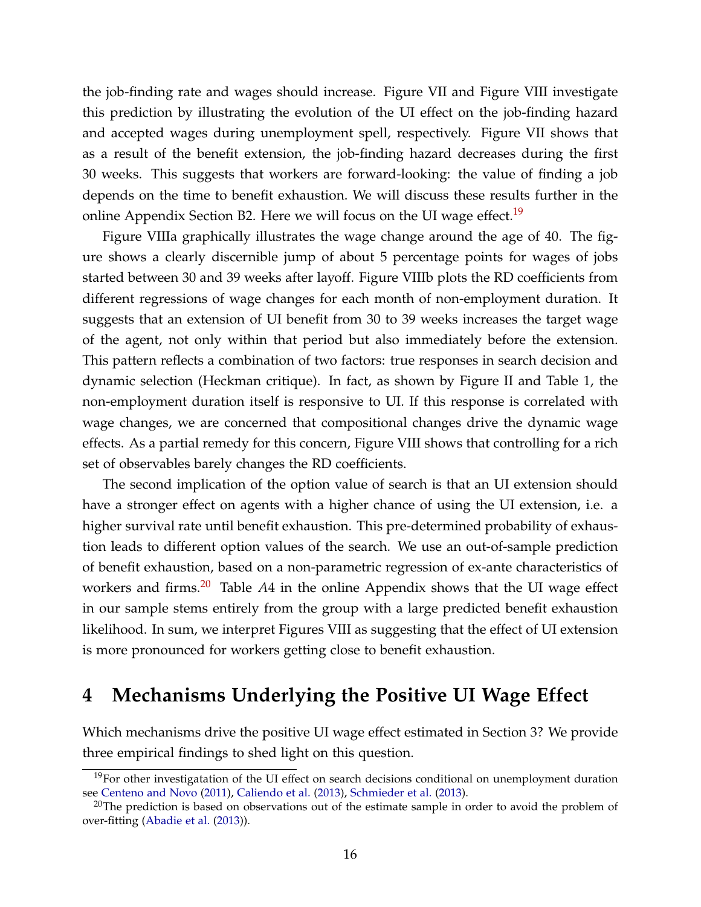the job-finding rate and wages should increase. Figure VII and Figure VIII investigate this prediction by illustrating the evolution of the UI effect on the job-finding hazard and accepted wages during unemployment spell, respectively. Figure VII shows that as a result of the benefit extension, the job-finding hazard decreases during the first 30 weeks. This suggests that workers are forward-looking: the value of finding a job depends on the time to benefit exhaustion. We will discuss these results further in the online Appendix Section B2. Here we will focus on the UI wage effect.[19]

Figure VIIIa graphically illustrates the wage change around the age of 40. The figure shows a clearly discernible jump of about 5 percentage points for wages of jobs started between 30 and 39 weeks after layoff. Figure VIIIb plots the RD coefficients from different regressions of wage changes for each month of non-employment duration. It suggests that an extension of UI benefit from 30 to 39 weeks increases the target wage of the agent, not only within that period but also immediately before the extension. This pattern reflects a combination of two factors: true responses in search decision and dynamic selection (Heckman critique). In fact, as shown by Figure II and Table 1, the non-employment duration itself is responsive to UI. If this response is correlated with wage changes, we are concerned that compositional changes drive the dynamic wage effects. As a partial remedy for this concern, Figure VIII shows that controlling for a rich set of observables barely changes the RD coefficients.

The second implication of the option value of search is that an UI extension should have a stronger effect on agents with a higher chance of using the UI extension, i.e. a higher survival rate until benefit exhaustion. This pre-determined probability of exhaustion leads to different option values of the search. We use an out-of-sample prediction of benefit exhaustion, based on a non-parametric regression of ex-ante characteristics of workers and firms.[20] Table *A*4 in the online Appendix shows that the UI wage effect in our sample stems entirely from the group with a large predicted benefit exhaustion likelihood. In sum, we interpret Figures VIII as suggesting that the effect of UI extension is more pronounced for workers getting close to benefit exhaustion.

# 4 Mechanisms Underlying the Positive UI Wage Effect

Which mechanisms drive the positive UI wage effect estimated in Section 3? We provide three empirical findings to shed light on this question.

---

[19] For other investigatation of the UI effect on search decisions conditional on unemployment duration see Centeno and Novo (2011), Caliendo et al. (2013), Schmieder et al. (2013).

[20] The prediction is based on observations out of the estimate sample in order to avoid the problem of over-fitting (Abadie et al. (2013)).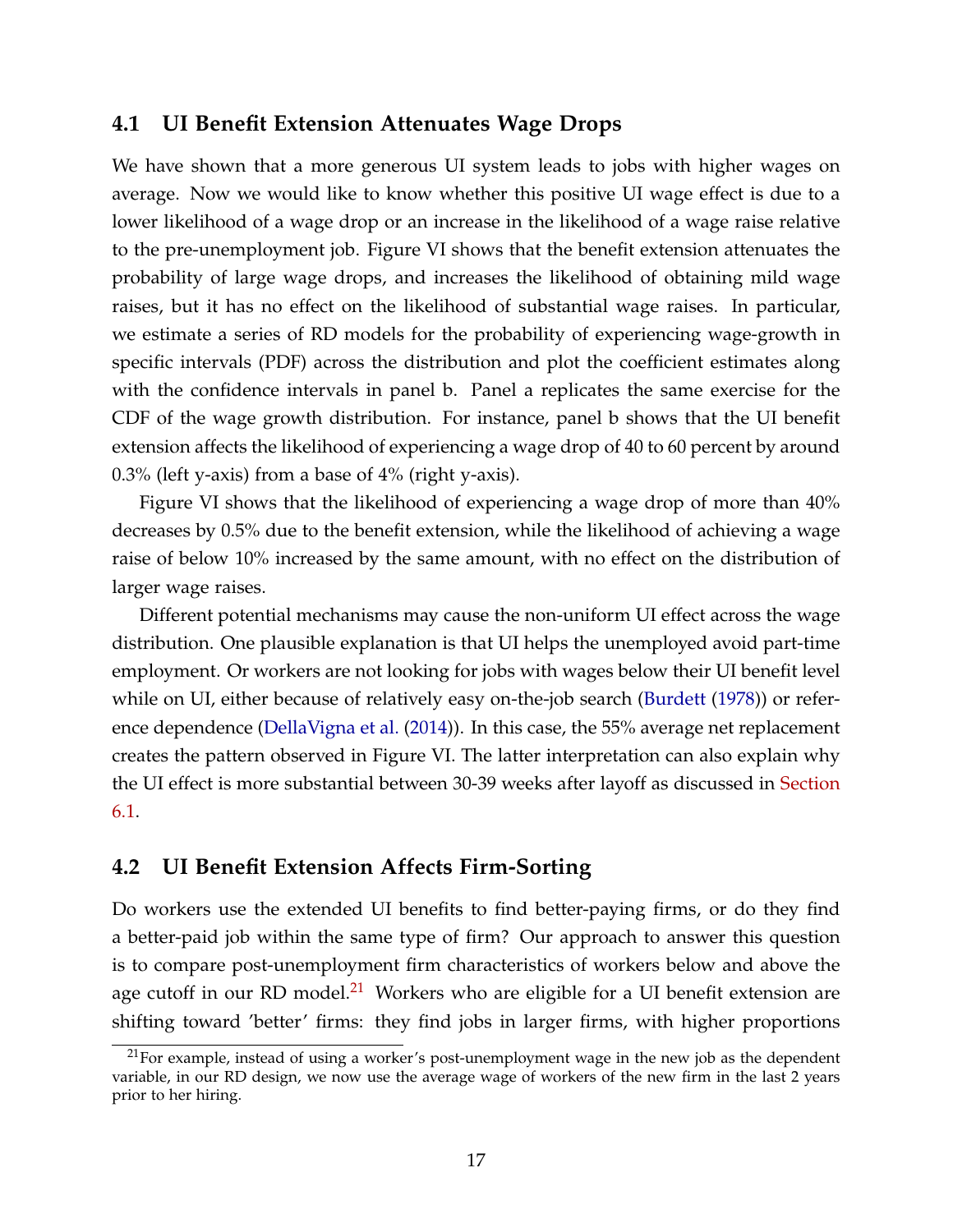## 4.1 UI Benefit Extension Attenuates Wage Drops

We have shown that a more generous UI system leads to jobs with higher wages on average. Now we would like to know whether this positive UI wage effect is due to a lower likelihood of a wage drop or an increase in the likelihood of a wage raise relative to the pre-unemployment job. Figure VI shows that the benefit extension attenuates the probability of large wage drops, and increases the likelihood of obtaining mild wage raises, but it has no effect on the likelihood of substantial wage raises. In particular, we estimate a series of RD models for the probability of experiencing wage-growth in specific intervals (PDF) across the distribution and plot the coefficient estimates along with the confidence intervals in panel b. Panel a replicates the same exercise for the CDF of the wage growth distribution. For instance, panel b shows that the UI benefit extension affects the likelihood of experiencing a wage drop of 40 to 60 percent by around 0.3% (left y-axis) from a base of 4% (right y-axis).

Figure VI shows that the likelihood of experiencing a wage drop of more than 40% decreases by 0.5% due to the benefit extension, while the likelihood of achieving a wage raise of below 10% increased by the same amount, with no effect on the distribution of larger wage raises.

Different potential mechanisms may cause the non-uniform UI effect across the wage distribution. One plausible explanation is that UI helps the unemployed avoid part-time employment. Or workers are not looking for jobs with wages below their UI benefit level while on UI, either because of relatively easy on-the-job search (Burdett (1978)) or reference dependence (DellaVigna et al. (2014)). In this case, the 55% average net replacement creates the pattern observed in Figure VI. The latter interpretation can also explain why the UI effect is more substantial between 30-39 weeks after layoff as discussed in Section 6.1.

## 4.2 UI Benefit Extension Affects Firm-Sorting

Do workers use the extended UI benefits to find better-paying firms, or do they find a better-paid job within the same type of firm? Our approach to answer this question is to compare post-unemployment firm characteristics of workers below and above the age cutoff in our RD model.[21] Workers who are eligible for a UI benefit extension are shifting toward 'better' firms: they find jobs in larger firms, with higher proportions

[21] For example, instead of using a worker's post-unemployment wage in the new job as the dependent variable, in our RD design, we now use the average wage of workers of the new firm in the last 2 years prior to her hiring.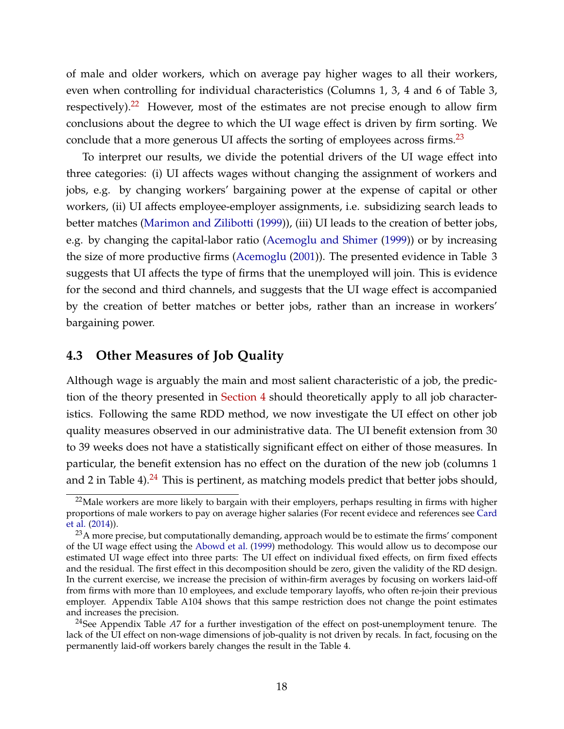of male and older workers, which on average pay higher wages to all their workers, even when controlling for individual characteristics (Columns 1, 3, 4 and 6 of Table 3, respectively).[22] However, most of the estimates are not precise enough to allow firm conclusions about the degree to which the UI wage effect is driven by firm sorting. We conclude that a more generous UI affects the sorting of employees across firms.[23]

To interpret our results, we divide the potential drivers of the UI wage effect into three categories: (i) UI affects wages without changing the assignment of workers and jobs, e.g. by changing workers' bargaining power at the expense of capital or other workers, (ii) UI affects employee-employer assignments, i.e. subsidizing search leads to better matches (Marimon and Zilibotti (1999)), (iii) UI leads to the creation of better jobs, e.g. by changing the capital-labor ratio (Acemoglu and Shimer (1999)) or by increasing the size of more productive firms (Acemoglu (2001)). The presented evidence in Table 3 suggests that UI affects the type of firms that the unemployed will join. This is evidence for the second and third channels, and suggests that the UI wage effect is accompanied by the creation of better matches or better jobs, rather than an increase in workers' bargaining power.

## 4.3 Other Measures of Job Quality

Although wage is arguably the main and most salient characteristic of a job, the prediction of the theory presented in Section 4 should theoretically apply to all job characteristics. Following the same RDD method, we now investigate the UI effect on other job quality measures observed in our administrative data. The UI benefit extension from 30 to 39 weeks does not have a statistically significant effect on either of those measures. In particular, the benefit extension has no effect on the duration of the new job (columns 1 and 2 in Table 4).[24] This is pertinent, as matching models predict that better jobs should,

[22] Male workers are more likely to bargain with their employers, perhaps resulting in firms with higher proportions of male workers to pay on average higher salaries (For recent evidece and references see Card et al. (2014)).

[23] A more precise, but computationally demanding, approach would be to estimate the firms' component of the UI wage effect using the Abowd et al. (1999) methodology. This would allow us to decompose our estimated UI wage effect into three parts: The UI effect on individual fixed effects, on firm fixed effects and the residual. The first effect in this decomposition should be zero, given the validity of the RD design. In the current exercise, we increase the precision of within-firm averages by focusing on workers laid-off from firms with more than 10 employees, and exclude temporary layoffs, who often re-join their previous employer. Appendix Table A104 shows that this sampe restriction does not change the point estimates and increases the precision.

[24] See Appendix Table *A7* for a further investigation of the effect on post-unemployment tenure. The lack of the UI effect on non-wage dimensions of job-quality is not driven by recals. In fact, focusing on the permanently laid-off workers barely changes the result in the Table 4.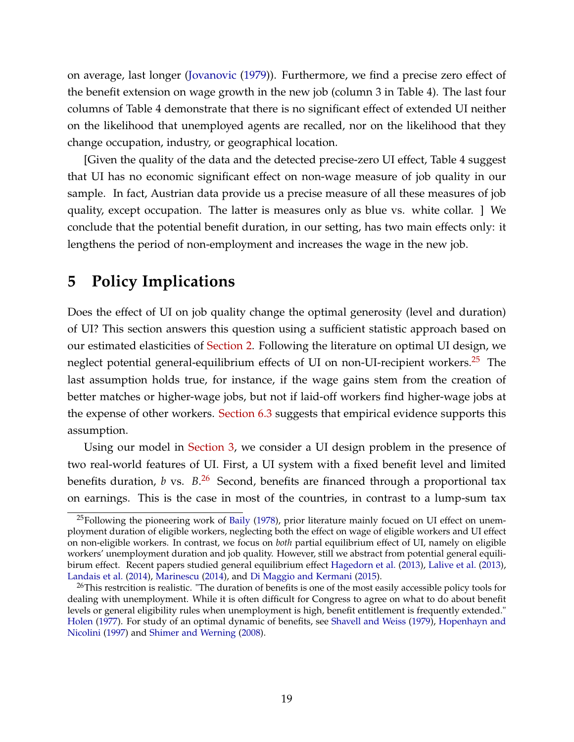on average, last longer (Jovanovic (1979)). Furthermore, we find a precise zero effect of the benefit extension on wage growth in the new job (column 3 in Table 4). The last four columns of Table 4 demonstrate that there is no significant effect of extended UI neither on the likelihood that unemployed agents are recalled, nor on the likelihood that they change occupation, industry, or geographical location.

[Given the quality of the data and the detected precise-zero UI effect, Table 4 suggest that UI has no economic significant effect on non-wage measure of job quality in our sample. In fact, Austrian data provide us a precise measure of all these measures of job quality, except occupation. The latter is measures only as blue vs. white collar. ] We conclude that the potential benefit duration, in our setting, has two main effects only: it lengthens the period of non-employment and increases the wage in the new job.

# 5 Policy Implications

Does the effect of UI on job quality change the optimal generosity (level and duration) of UI? This section answers this question using a sufficient statistic approach based on our estimated elasticities of Section 2. Following the literature on optimal UI design, we neglect potential general-equilibrium effects of UI on non-UI-recipient workers.[25] The last assumption holds true, for instance, if the wage gains stem from the creation of better matches or higher-wage jobs, but not if laid-off workers find higher-wage jobs at the expense of other workers. Section 6.3 suggests that empirical evidence supports this assumption.

Using our model in Section 3, we consider a UI design problem in the presence of two real-world features of UI. First, a UI system with a fixed benefit level and limited benefits duration, $b$ vs. $B$.[26] Second, benefits are financed through a proportional tax on earnings. This is the case in most of the countries, in contrast to a lump-sum tax

[25]Following the pioneering work of Baily (1978), prior literature mainly focued on UI effect on unemployment duration of eligible workers, neglecting both the effect on wage of eligible workers and UI effect on non-eligible workers. In contrast, we focus on *both* partial equilibrium effect of UI, namely on eligible workers' unemployment duration and job quality. However, still we abstract from potential general equilibirum effect. Recent papers studied general equilibrium effect Hagedorn et al. (2013), Lalive et al. (2013), Landais et al. (2014), Marinescu (2014), and Di Maggio and Kermani (2015).

[26]This restrcition is realistic. "The duration of benefits is one of the most easily accessible policy tools for dealing with unemployment. While it is often difficult for Congress to agree on what to do about benefit levels or general eligibility rules when unemployment is high, benefit entitlement is frequently extended." Holen (1977). For study of an optimal dynamic of benefits, see Shavell and Weiss (1979), Hopenhayn and Nicolini (1997) and Shimer and Werning (2008).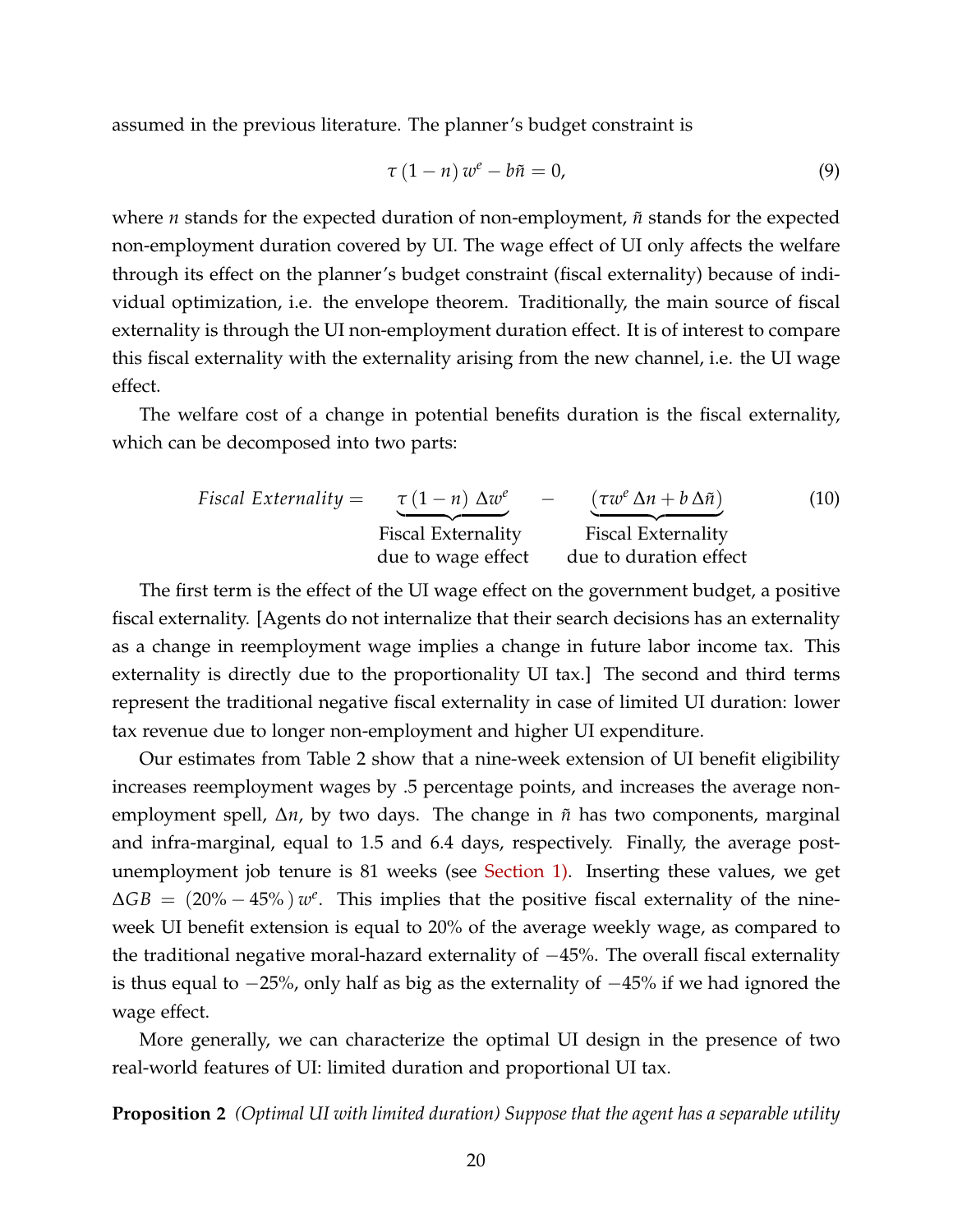assumed in the previous literature. The planner's budget constraint is

$$\tau\,(1-n)\,w^e - b\tilde{n} = 0, \tag{9}$$

where $n$ stands for the expected duration of non-employment, $\tilde{n}$ stands for the expected non-employment duration covered by UI. The wage effect of UI only affects the welfare through its effect on the planner's budget constraint (fiscal externality) because of individual optimization, i.e. the envelope theorem. Traditionally, the main source of fiscal externality is through the UI non-employment duration effect. It is of interest to compare this fiscal externality with the externality arising from the new channel, i.e. the UI wage effect.

The welfare cost of a change in potential benefits duration is the fiscal externality, which can be decomposed into two parts:

$$\textit{Fiscal Externality} = \underbrace{\tau\,(1-n)\,\Delta w^e}_{\substack{\text{Fiscal Externality} \\ \text{due to wage effect}}} - \underbrace{\left(\tau w^e\,\Delta n + b\,\Delta\tilde{n}\right)}_{\substack{\text{Fiscal Externality} \\ \text{due to duration effect}}} \tag{10}$$

The first term is the effect of the UI wage effect on the government budget, a positive fiscal externality. [Agents do not internalize that their search decisions has an externality as a change in reemployment wage implies a change in future labor income tax. This externality is directly due to the proportionality UI tax.] The second and third terms represent the traditional negative fiscal externality in case of limited UI duration: lower tax revenue due to longer non-employment and higher UI expenditure.

Our estimates from Table 2 show that a nine-week extension of UI benefit eligibility increases reemployment wages by .5 percentage points, and increases the average non-employment spell, $\Delta n$, by two days. The change in $\tilde{n}$ has two components, marginal and infra-marginal, equal to 1.5 and 6.4 days, respectively. Finally, the average post-unemployment job tenure is 81 weeks (see Section 1). Inserting these values, we get $\Delta GB = (20\% - 45\%)\,w^e$. This implies that the positive fiscal externality of the nine-week UI benefit extension is equal to 20% of the average weekly wage, as compared to the traditional negative moral-hazard externality of $-45\%$. The overall fiscal externality is thus equal to $-25\%$, only half as big as the externality of $-45\%$ if we had ignored the wage effect.

More generally, we can characterize the optimal UI design in the presence of two real-world features of UI: limited duration and proportional UI tax.

**Proposition 2** *(Optimal UI with limited duration) Suppose that the agent has a separable utility*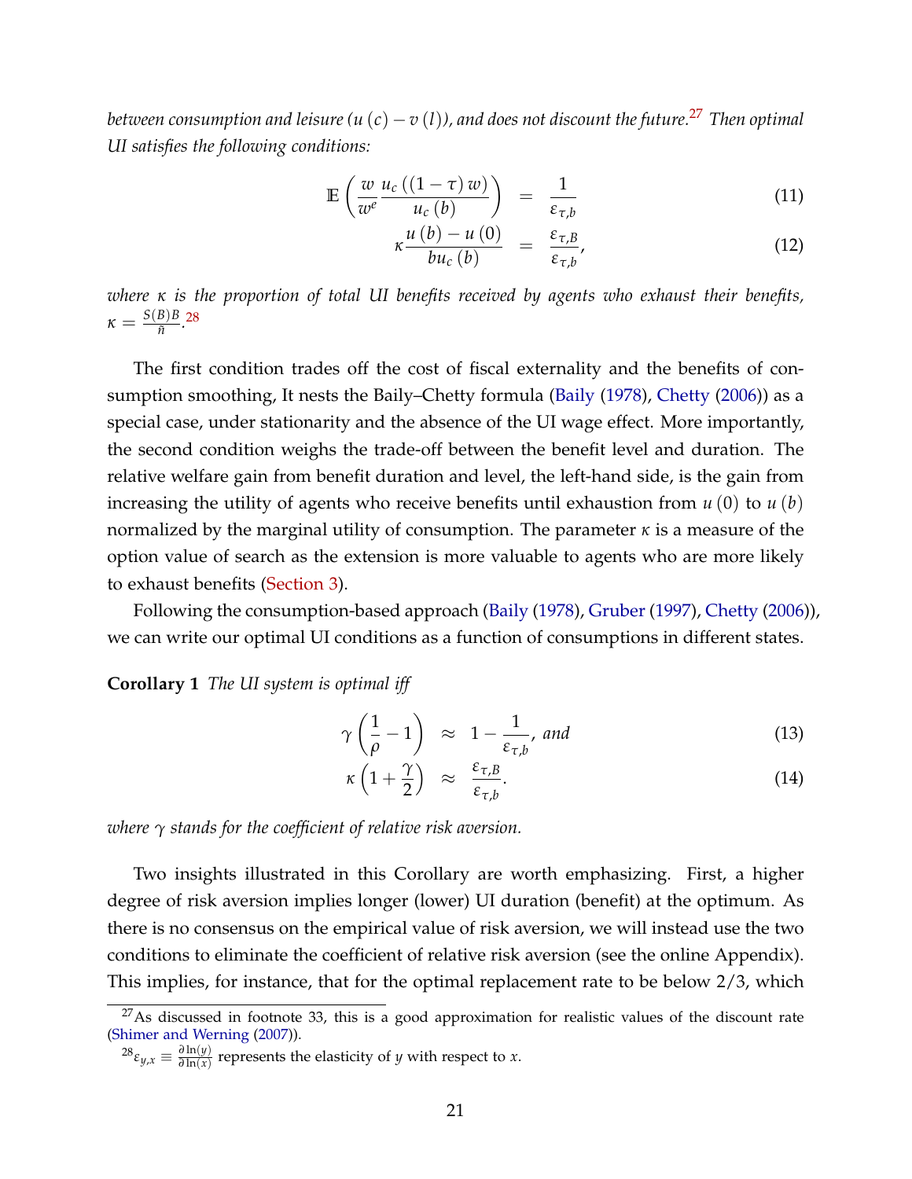*between consumption and leisure ($u(c) - v(l)$), and does not discount the future.*[27] *Then optimal UI satisfies the following conditions:*

$$\mathbb{E}\left(\frac{w}{w^e}\frac{u_c\left((1-\tau)w\right)}{u_c(b)}\right) = \frac{1}{\varepsilon_{\tau,b}} \tag{11}$$

$$\kappa\frac{u(b)-u(0)}{bu_c(b)} = \frac{\varepsilon_{\tau,B}}{\varepsilon_{\tau,b}}, \tag{12}$$

*where $\kappa$ is the proportion of total UI benefits received by agents who exhaust their benefits, $\kappa = \frac{S(B)B}{\tilde{n}}$.*[28]

The first condition trades off the cost of fiscal externality and the benefits of consumption smoothing, It nests the Baily–Chetty formula (Baily (1978), Chetty (2006)) as a special case, under stationarity and the absence of the UI wage effect. More importantly, the second condition weighs the trade-off between the benefit level and duration. The relative welfare gain from benefit duration and level, the left-hand side, is the gain from increasing the utility of agents who receive benefits until exhaustion from $u(0)$ to $u(b)$ normalized by the marginal utility of consumption. The parameter $\kappa$ is a measure of the option value of search as the extension is more valuable to agents who are more likely to exhaust benefits (Section 3).

Following the consumption-based approach (Baily (1978), Gruber (1997), Chetty (2006)), we can write our optimal UI conditions as a function of consumptions in different states.

**Corollary 1** *The UI system is optimal iff*

$$\gamma\left(\frac{1}{\rho}-1\right) \approx 1-\frac{1}{\varepsilon_{\tau,b}}, \text{ and} \tag{13}$$

$$\kappa\left(1+\frac{\gamma}{2}\right) \approx \frac{\varepsilon_{\tau,B}}{\varepsilon_{\tau,b}}. \tag{14}$$

*where $\gamma$ stands for the coefficient of relative risk aversion.*

Two insights illustrated in this Corollary are worth emphasizing. First, a higher degree of risk aversion implies longer (lower) UI duration (benefit) at the optimum. As there is no consensus on the empirical value of risk aversion, we will instead use the two conditions to eliminate the coefficient of relative risk aversion (see the online Appendix). This implies, for instance, that for the optimal replacement rate to be below 2/3, which

[27] As discussed in footnote 33, this is a good approximation for realistic values of the discount rate (Shimer and Werning (2007)).

[28] $\varepsilon_{y,x} \equiv \frac{\partial \ln(y)}{\partial \ln(x)}$ represents the elasticity of $y$ with respect to $x$.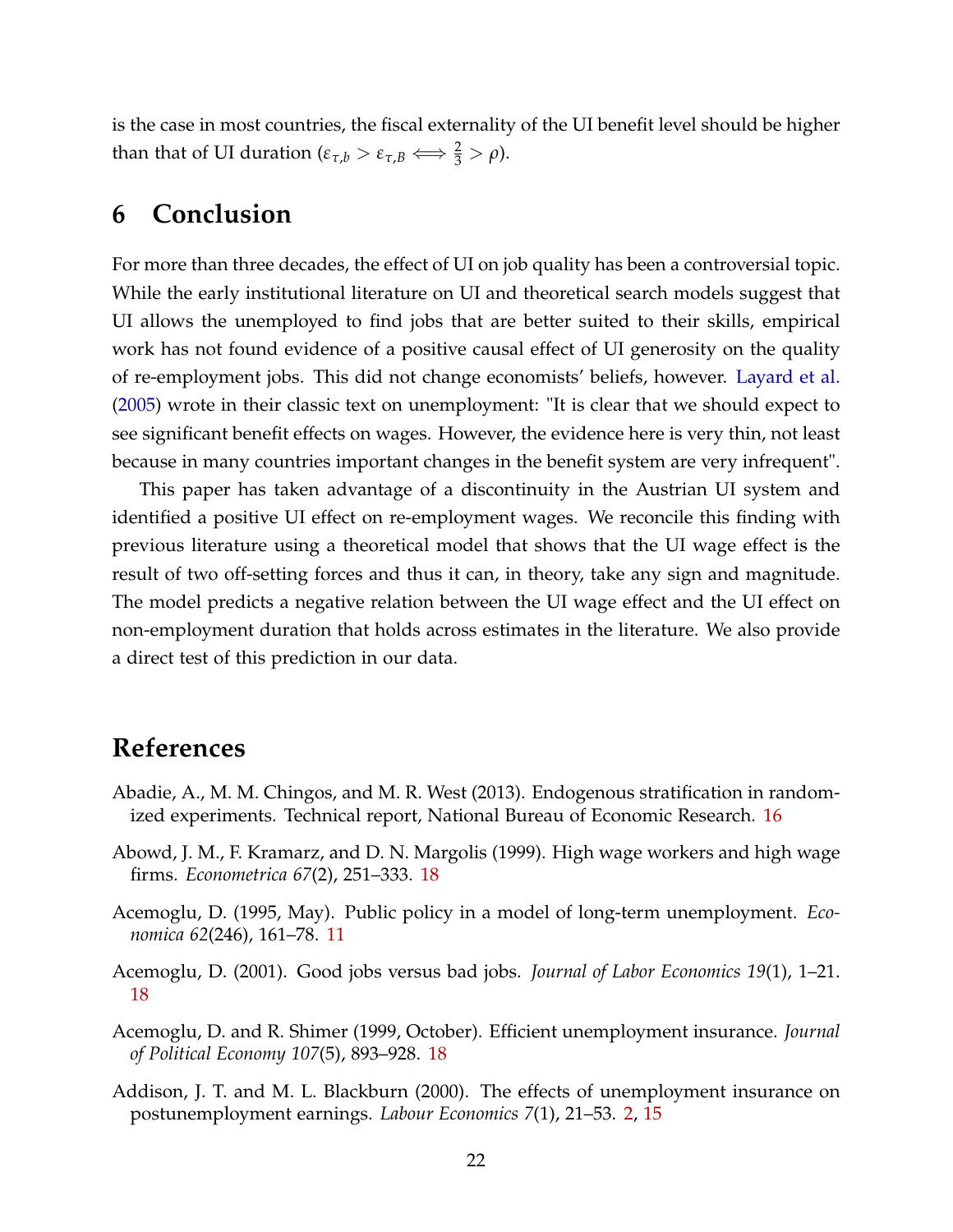is the case in most countries, the fiscal externality of the UI benefit level should be higher than that of UI duration ($\varepsilon_{\tau,b} > \varepsilon_{\tau,B} \iff \frac{2}{3} > \rho$).

# 6 Conclusion

For more than three decades, the effect of UI on job quality has been a controversial topic. While the early institutional literature on UI and theoretical search models suggest that UI allows the unemployed to find jobs that are better suited to their skills, empirical work has not found evidence of a positive causal effect of UI generosity on the quality of re-employment jobs. This did not change economists' beliefs, however. Layard et al. (2005) wrote in their classic text on unemployment: "It is clear that we should expect to see significant benefit effects on wages. However, the evidence here is very thin, not least because in many countries important changes in the benefit system are very infrequent".

This paper has taken advantage of a discontinuity in the Austrian UI system and identified a positive UI effect on re-employment wages. We reconcile this finding with previous literature using a theoretical model that shows that the UI wage effect is the result of two off-setting forces and thus it can, in theory, take any sign and magnitude. The model predicts a negative relation between the UI wage effect and the UI effect on non-employment duration that holds across estimates in the literature. We also provide a direct test of this prediction in our data.

# References

Abadie, A., M. M. Chingos, and M. R. West (2013). Endogenous stratification in randomized experiments. Technical report, National Bureau of Economic Research. 16

Abowd, J. M., F. Kramarz, and D. N. Margolis (1999). High wage workers and high wage firms. *Econometrica 67*(2), 251–333. 18

Acemoglu, D. (1995, May). Public policy in a model of long-term unemployment. *Economica 62*(246), 161–78. 11

Acemoglu, D. (2001). Good jobs versus bad jobs. *Journal of Labor Economics 19*(1), 1–21. 18

Acemoglu, D. and R. Shimer (1999, October). Efficient unemployment insurance. *Journal of Political Economy 107*(5), 893–928. 18

Addison, J. T. and M. L. Blackburn (2000). The effects of unemployment insurance on postunemployment earnings. *Labour Economics 7*(1), 21–53. 2, 15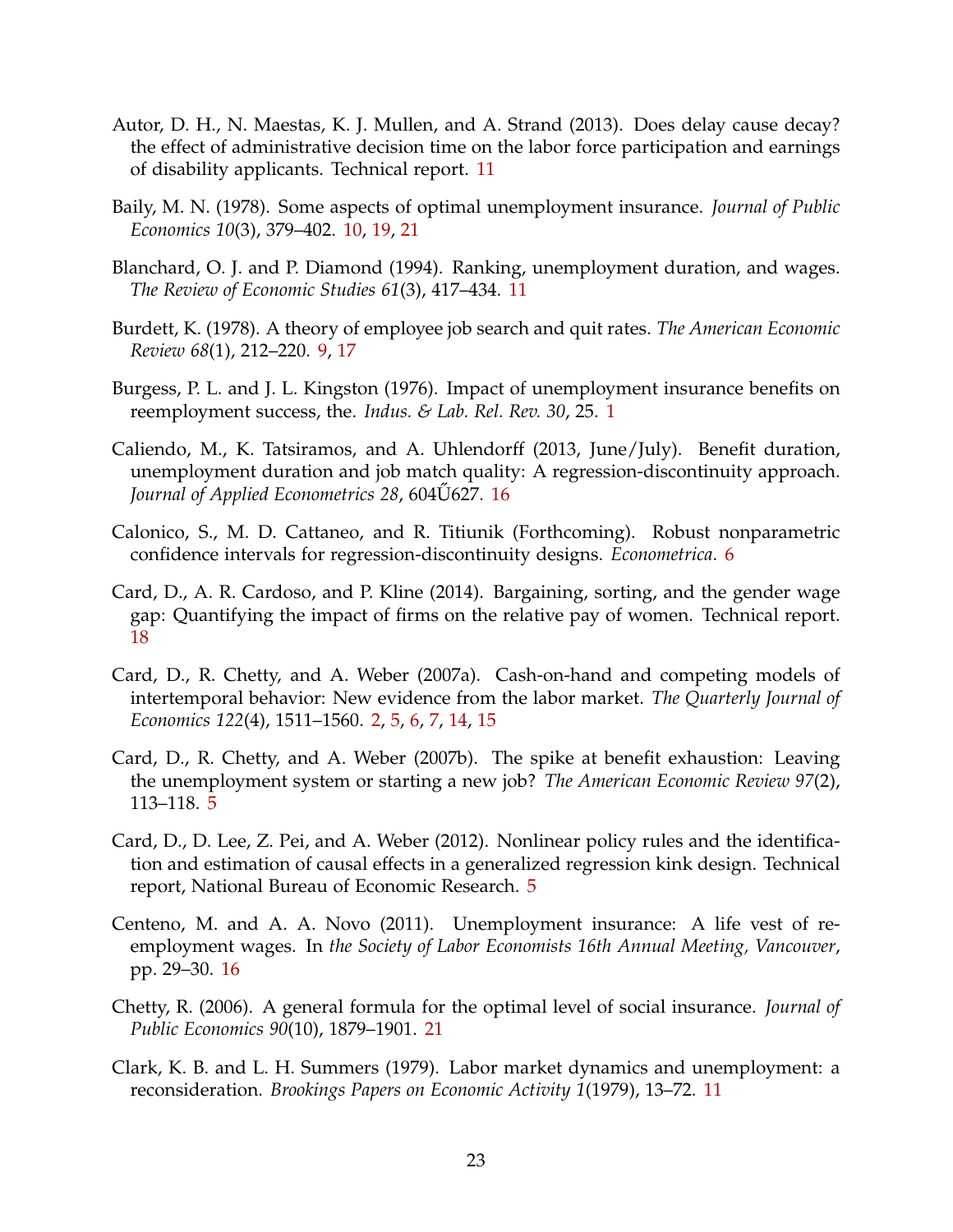Autor, D. H., N. Maestas, K. J. Mullen, and A. Strand (2013). Does delay cause decay? the effect of administrative decision time on the labor force participation and earnings of disability applicants. Technical report. 11

Baily, M. N. (1978). Some aspects of optimal unemployment insurance. *Journal of Public Economics 10*(3), 379–402. 10, 19, 21

Blanchard, O. J. and P. Diamond (1994). Ranking, unemployment duration, and wages. *The Review of Economic Studies 61*(3), 417–434. 11

Burdett, K. (1978). A theory of employee job search and quit rates. *The American Economic Review 68*(1), 212–220. 9, 17

Burgess, P. L. and J. L. Kingston (1976). Impact of unemployment insurance benefits on reemployment success, the. *Indus. & Lab. Rel. Rev. 30*, 25. 1

Caliendo, M., K. Tatsiramos, and A. Uhlendorff (2013, June/July). Benefit duration, unemployment duration and job match quality: A regression-discontinuity approach. *Journal of Applied Econometrics 28*, 604Ű627. 16

Calonico, S., M. D. Cattaneo, and R. Titiunik (Forthcoming). Robust nonparametric confidence intervals for regression-discontinuity designs. *Econometrica*. 6

Card, D., A. R. Cardoso, and P. Kline (2014). Bargaining, sorting, and the gender wage gap: Quantifying the impact of firms on the relative pay of women. Technical report. 18

Card, D., R. Chetty, and A. Weber (2007a). Cash-on-hand and competing models of intertemporal behavior: New evidence from the labor market. *The Quarterly Journal of Economics 122*(4), 1511–1560. 2, 5, 6, 7, 14, 15

Card, D., R. Chetty, and A. Weber (2007b). The spike at benefit exhaustion: Leaving the unemployment system or starting a new job? *The American Economic Review 97*(2), 113–118. 5

Card, D., D. Lee, Z. Pei, and A. Weber (2012). Nonlinear policy rules and the identification and estimation of causal effects in a generalized regression kink design. Technical report, National Bureau of Economic Research. 5

Centeno, M. and A. A. Novo (2011). Unemployment insurance: A life vest of reemployment wages. In *the Society of Labor Economists 16th Annual Meeting, Vancouver*, pp. 29–30. 16

Chetty, R. (2006). A general formula for the optimal level of social insurance. *Journal of Public Economics 90*(10), 1879–1901. 21

Clark, K. B. and L. H. Summers (1979). Labor market dynamics and unemployment: a reconsideration. *Brookings Papers on Economic Activity 1*(1979), 13–72. 11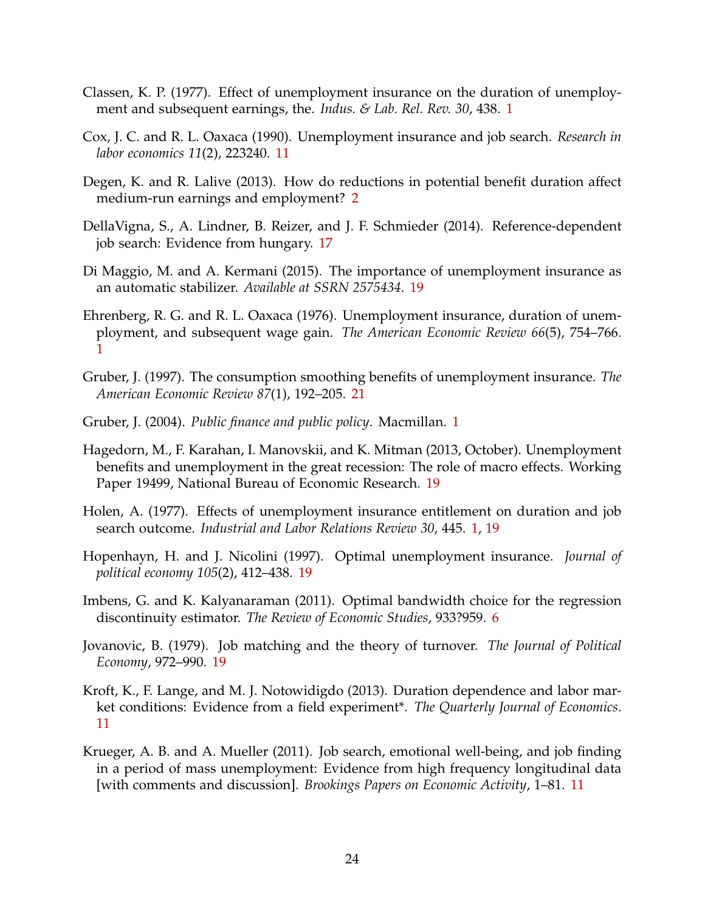Classen, K. P. (1977). Effect of unemployment insurance on the duration of unemployment and subsequent earnings, the. *Indus. & Lab. Rel. Rev. 30*, 438. 1

Cox, J. C. and R. L. Oaxaca (1990). Unemployment insurance and job search. *Research in labor economics 11*(2), 223240. 11

Degen, K. and R. Lalive (2013). How do reductions in potential benefit duration affect medium-run earnings and employment? 2

DellaVigna, S., A. Lindner, B. Reizer, and J. F. Schmieder (2014). Reference-dependent job search: Evidence from hungary. 17

Di Maggio, M. and A. Kermani (2015). The importance of unemployment insurance as an automatic stabilizer. *Available at SSRN 2575434*. 19

Ehrenberg, R. G. and R. L. Oaxaca (1976). Unemployment insurance, duration of unemployment, and subsequent wage gain. *The American Economic Review 66*(5), 754–766. 1

Gruber, J. (1997). The consumption smoothing benefits of unemployment insurance. *The American Economic Review 87*(1), 192–205. 21

Gruber, J. (2004). *Public finance and public policy*. Macmillan. 1

Hagedorn, M., F. Karahan, I. Manovskii, and K. Mitman (2013, October). Unemployment benefits and unemployment in the great recession: The role of macro effects. Working Paper 19499, National Bureau of Economic Research. 19

Holen, A. (1977). Effects of unemployment insurance entitlement on duration and job search outcome. *Industrial and Labor Relations Review 30*, 445. 1, 19

Hopenhayn, H. and J. Nicolini (1997). Optimal unemployment insurance. *Journal of political economy 105*(2), 412–438. 19

Imbens, G. and K. Kalyanaraman (2011). Optimal bandwidth choice for the regression discontinuity estimator. *The Review of Economic Studies*, 933?959. 6

Jovanovic, B. (1979). Job matching and the theory of turnover. *The Journal of Political Economy*, 972–990. 19

Kroft, K., F. Lange, and M. J. Notowidigdo (2013). Duration dependence and labor market conditions: Evidence from a field experiment*. *The Quarterly Journal of Economics*. 11

Krueger, A. B. and A. Mueller (2011). Job search, emotional well-being, and job finding in a period of mass unemployment: Evidence from high frequency longitudinal data [with comments and discussion]. *Brookings Papers on Economic Activity*, 1–81. 11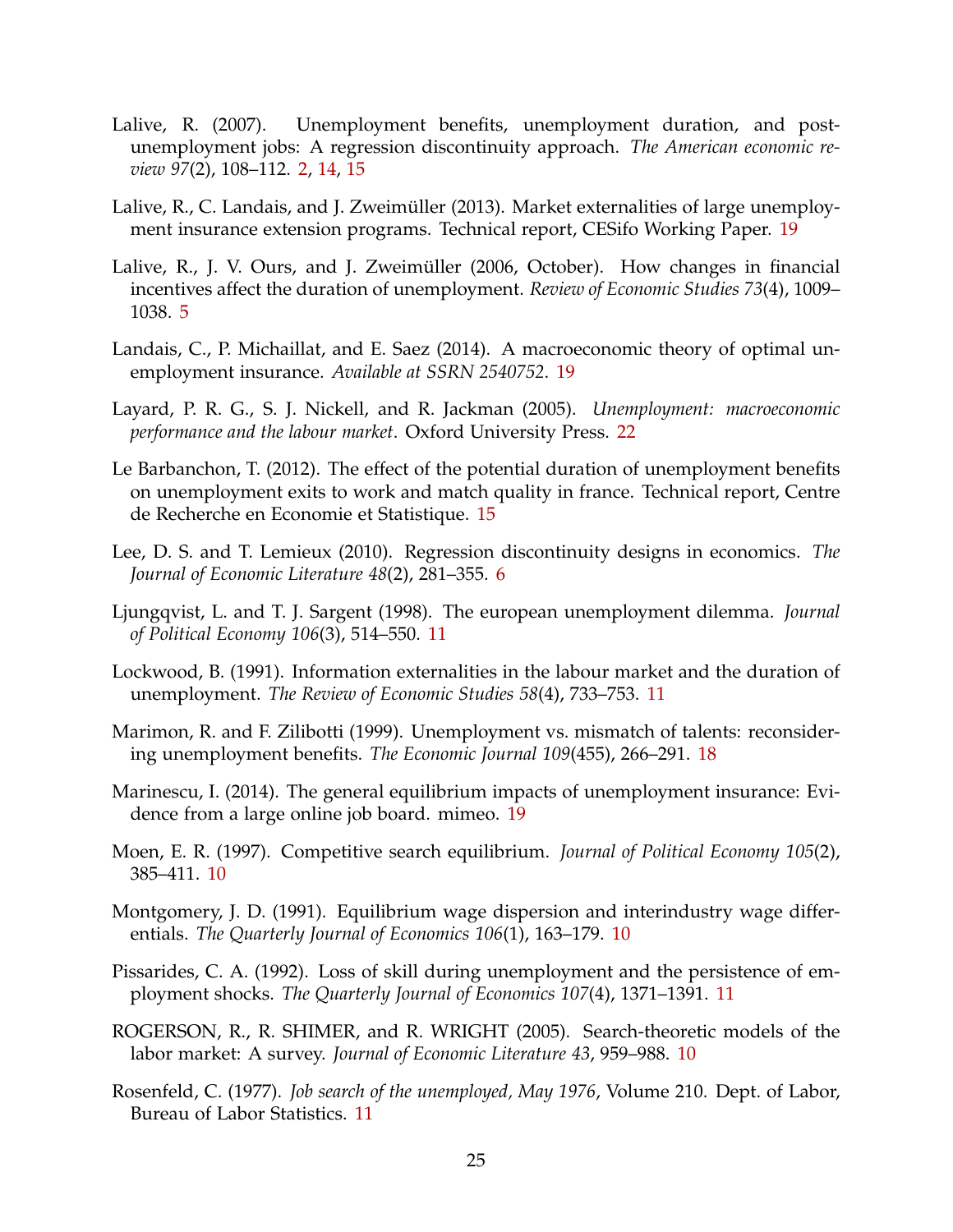Lalive, R. (2007). Unemployment benefits, unemployment duration, and post-unemployment jobs: A regression discontinuity approach. *The American economic review 97*(2), 108–112. 2, 14, 15

Lalive, R., C. Landais, and J. Zweimüller (2013). Market externalities of large unemployment insurance extension programs. Technical report, CESifo Working Paper. 19

Lalive, R., J. V. Ours, and J. Zweimüller (2006, October). How changes in financial incentives affect the duration of unemployment. *Review of Economic Studies 73*(4), 1009–1038. 5

Landais, C., P. Michaillat, and E. Saez (2014). A macroeconomic theory of optimal unemployment insurance. *Available at SSRN 2540752*. 19

Layard, P. R. G., S. J. Nickell, and R. Jackman (2005). *Unemployment: macroeconomic performance and the labour market*. Oxford University Press. 22

Le Barbanchon, T. (2012). The effect of the potential duration of unemployment benefits on unemployment exits to work and match quality in france. Technical report, Centre de Recherche en Economie et Statistique. 15

Lee, D. S. and T. Lemieux (2010). Regression discontinuity designs in economics. *The Journal of Economic Literature 48*(2), 281–355. 6

Ljungqvist, L. and T. J. Sargent (1998). The european unemployment dilemma. *Journal of Political Economy 106*(3), 514–550. 11

Lockwood, B. (1991). Information externalities in the labour market and the duration of unemployment. *The Review of Economic Studies 58*(4), 733–753. 11

Marimon, R. and F. Zilibotti (1999). Unemployment vs. mismatch of talents: reconsidering unemployment benefits. *The Economic Journal 109*(455), 266–291. 18

Marinescu, I. (2014). The general equilibrium impacts of unemployment insurance: Evidence from a large online job board. mimeo. 19

Moen, E. R. (1997). Competitive search equilibrium. *Journal of Political Economy 105*(2), 385–411. 10

Montgomery, J. D. (1991). Equilibrium wage dispersion and interindustry wage differentials. *The Quarterly Journal of Economics 106*(1), 163–179. 10

Pissarides, C. A. (1992). Loss of skill during unemployment and the persistence of employment shocks. *The Quarterly Journal of Economics 107*(4), 1371–1391. 11

ROGERSON, R., R. SHIMER, and R. WRIGHT (2005). Search-theoretic models of the labor market: A survey. *Journal of Economic Literature 43*, 959–988. 10

Rosenfeld, C. (1977). *Job search of the unemployed, May 1976*, Volume 210. Dept. of Labor, Bureau of Labor Statistics. 11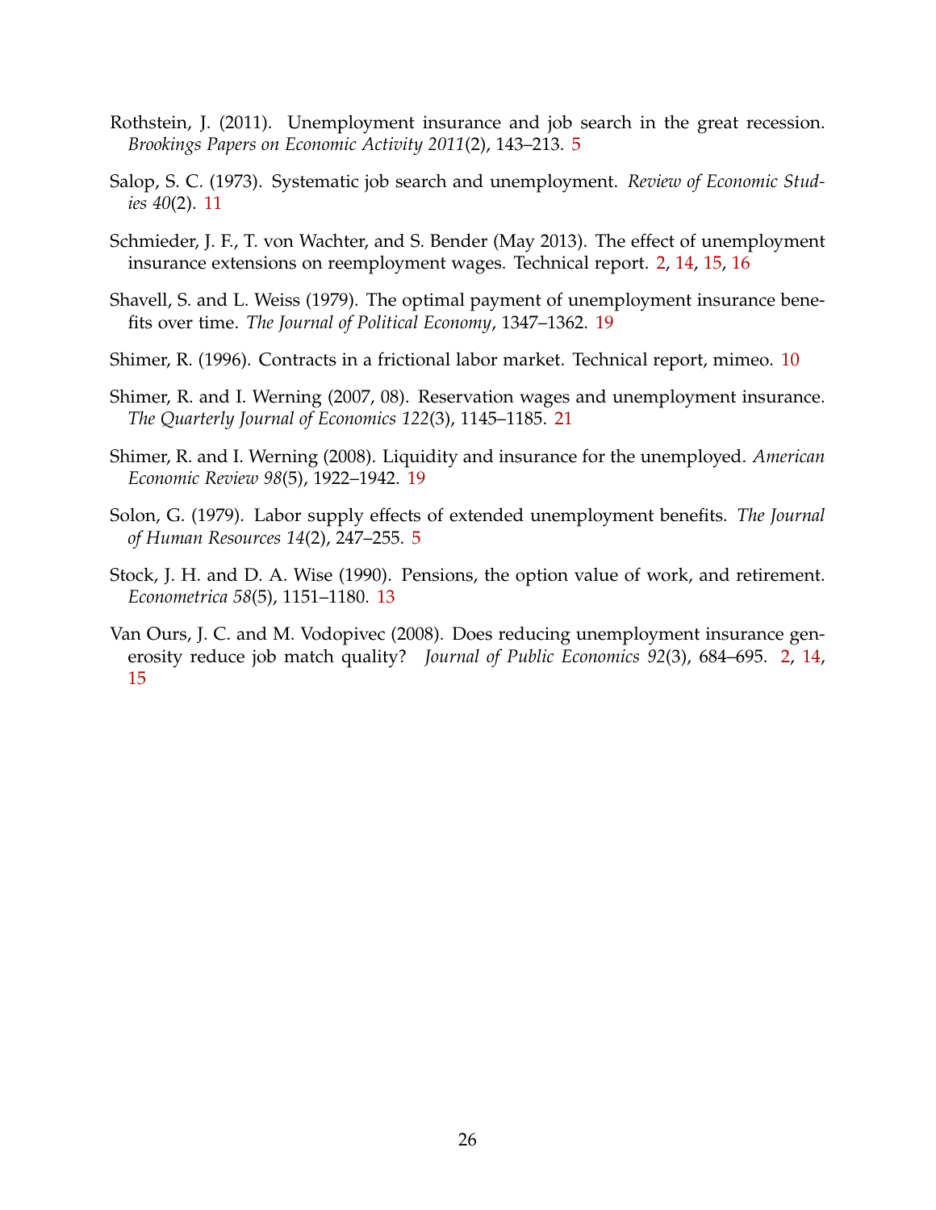Rothstein, J. (2011). Unemployment insurance and job search in the great recession. *Brookings Papers on Economic Activity 2011*(2), 143–213. 5

Salop, S. C. (1973). Systematic job search and unemployment. *Review of Economic Studies 40*(2). 11

Schmieder, J. F., T. von Wachter, and S. Bender (May 2013). The effect of unemployment insurance extensions on reemployment wages. Technical report. 2, 14, 15, 16

Shavell, S. and L. Weiss (1979). The optimal payment of unemployment insurance benefits over time. *The Journal of Political Economy*, 1347–1362. 19

Shimer, R. (1996). Contracts in a frictional labor market. Technical report, mimeo. 10

Shimer, R. and I. Werning (2007, 08). Reservation wages and unemployment insurance. *The Quarterly Journal of Economics 122*(3), 1145–1185. 21

Shimer, R. and I. Werning (2008). Liquidity and insurance for the unemployed. *American Economic Review 98*(5), 1922–1942. 19

Solon, G. (1979). Labor supply effects of extended unemployment benefits. *The Journal of Human Resources 14*(2), 247–255. 5

Stock, J. H. and D. A. Wise (1990). Pensions, the option value of work, and retirement. *Econometrica 58*(5), 1151–1180. 13

Van Ours, J. C. and M. Vodopivec (2008). Does reducing unemployment insurance generosity reduce job match quality? *Journal of Public Economics 92*(3), 684–695. 2, 14, 15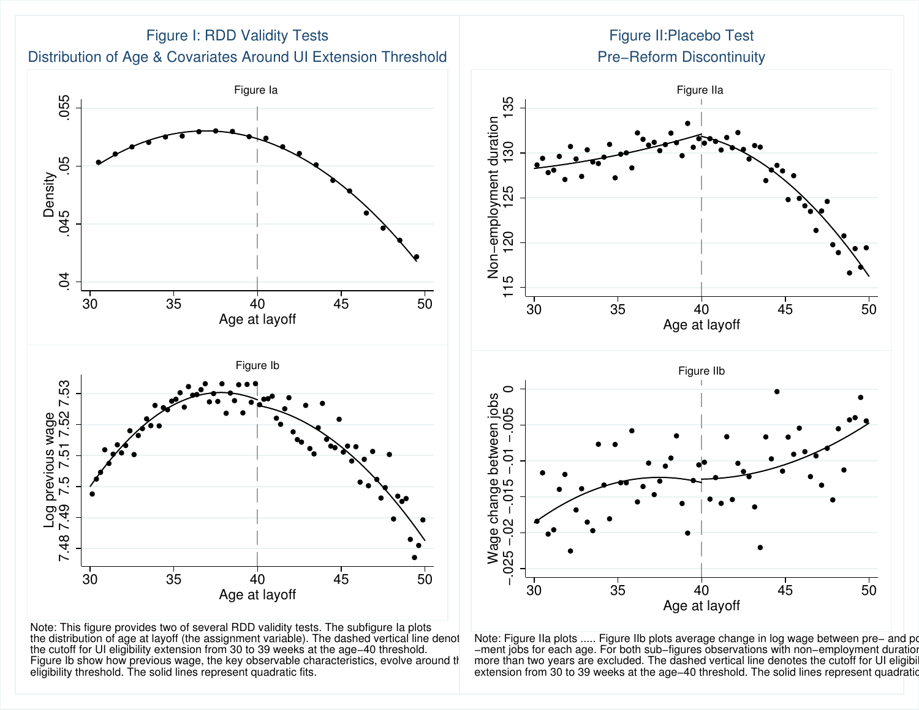## Figure I: RDD Validity Tests
### Distribution of Age & Covariates Around UI Extension Threshold

Figure Ia

Figure Ib

Note: This figure provides two of several RDD validity tests. The subfigure Ia plots the distribution of age at layoff (the assignment variable). The dashed vertical line denot the cutoff for UI eligibility extension from 30 to 39 weeks at the age−40 threshold. Figure Ib show how previous wage, the key observable characteristics, evolve around th eligibility threshold. The solid lines represent quadratic fits.

## Figure II:Placebo Test
### Pre−Reform Discontinuity

Figure IIa

Figure IIb

Note: Figure IIa plots ..... Figure IIb plots average change in log wage between pre− and po −ment jobs for each age. For both sub−figures observations with non−employment duratio more than two years are excluded. The dashed vertical line denotes the cutoff for UI eligibi extension from 30 to 39 weeks at the age−40 threshold. The solid lines represent quadratic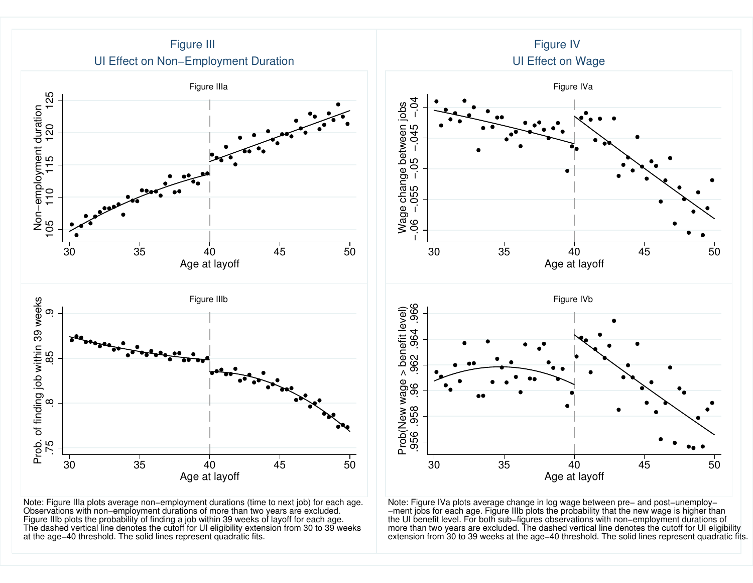## Figure III

## UI Effect on Non−Employment Duration

Figure IIIa

Figure IIIb

Note: Figure IIIa plots average non−employment durations (time to next job) for each age. Observations with non−employment durations of more than two years are excluded. Figure IIIb plots the probability of finding a job within 39 weeks of layoff for each age. The dashed vertical line denotes the cutoff for UI eligibility extension from 30 to 39 weeks at the age−40 threshold. The solid lines represent quadratic fits.

## Figure IV

## UI Effect on Wage

Figure IVa

Figure IVb

Note: Figure IVa plots average change in log wage between pre− and post−unemploy−ment jobs for each age. Figure IIIb plots the probability that the new wage is higher than the UI benefit level. For both sub−figures observations with non−employment durations of more than two years are excluded. The dashed vertical line denotes the cutoff for UI eligibility extension from 30 to 39 weeks at the age−40 threshold. The solid lines represent quadratic fits.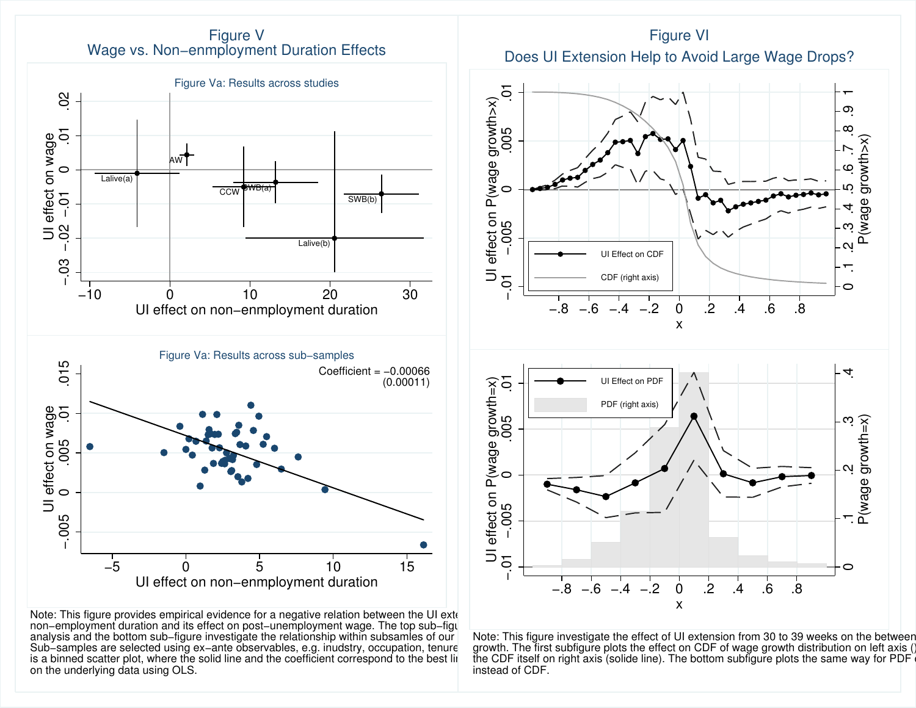# Figure V
## Wage vs. Non−enmployment Duration Effects

Figure Va: Results across studies

Figure Va: Results across sub−samples

Note: This figure provides empirical evidence for a negative relation between the UI exte non−employment duration and its effect on post−unemployment wage. The top sub−figu analysis and the bottom sub−figure investigate the relationship within subsamles of our Sub−samples are selected using ex−ante observables, e.g. inudstry, occupation, tenure is a binned scatter plot, where the solid line and the coefficient correspond to the best li on the underlying data using OLS.

# Figure VI
## Does UI Extension Help to Avoid Large Wage Drops?

Note: This figure investigate the effect of UI extension from 30 to 39 weeks on the between growth. The first subfigure plots the effect on CDF of wage growth distribution on left axis () the CDF itself on right axis (solide line). The bottom subfigure plots the same way for PDF instead of CDF.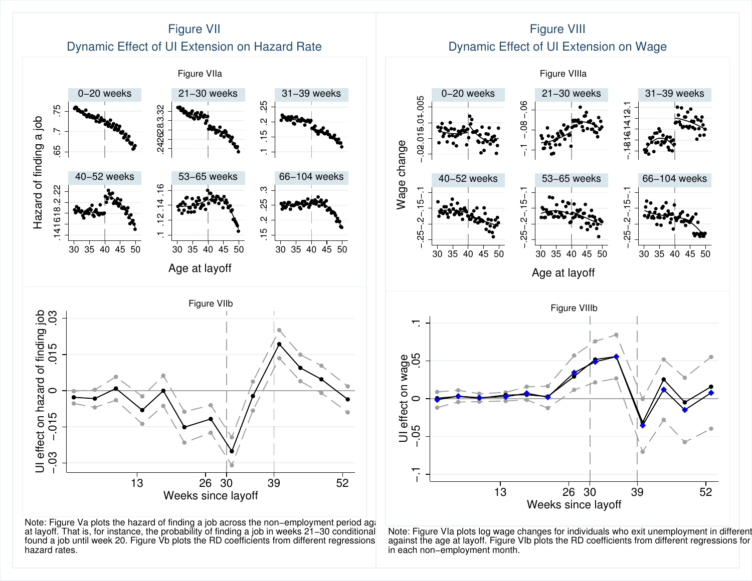## Figure VII
### Dynamic Effect of UI Extension on Hazard Rate

Note: Figure Va plots the hazard of finding a job across the non−employment period age at layoff. That is, for instance, the probability of finding a job in weeks 21−30 conditional found a job until week 20. Figure Vb plots the RD coefficients from different regressions hazard rates.

## Figure VIII
### Dynamic Effect of UI Extension on Wage

Note: Figure VIa plots log wage changes for individuals who exit unemployment in different against the age at layoff. Figure VIb plots the RD coefficients from different regressions for in each non−employment month.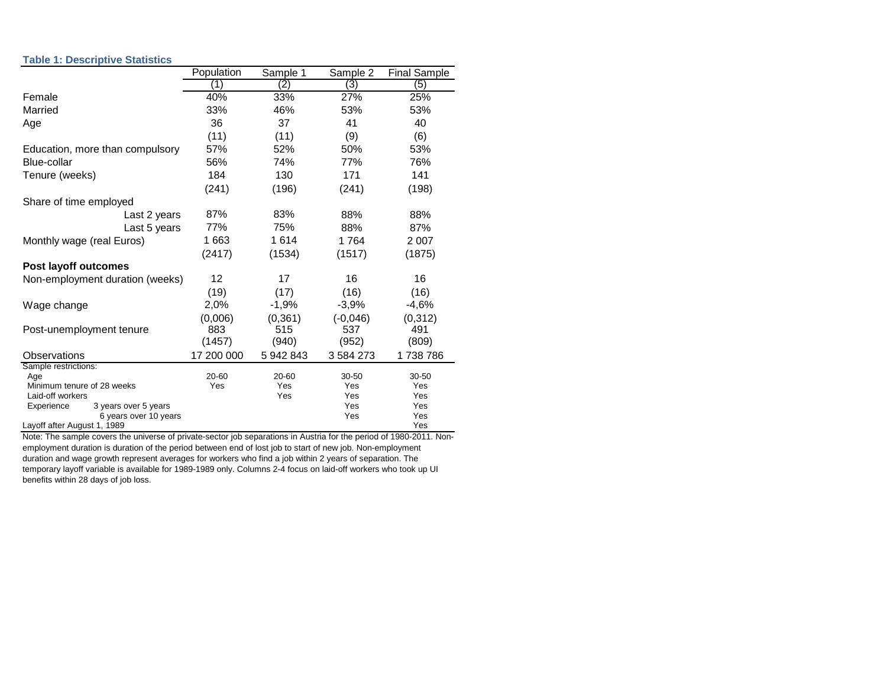**Table 1: Descriptive Statistics**

| | Population | Sample 1 | Sample 2 | Final Sample |
|---|---|---|---|---|
| | (1) | (2) | (3) | (5) |
| Female | 40% | 33% | 27% | 25% |
| Married | 33% | 46% | 53% | 53% |
| Age | 36 | 37 | 41 | 40 |
| | (11) | (11) | (9) | (6) |
| Education, more than compulsory | 57% | 52% | 50% | 53% |
| Blue-collar | 56% | 74% | 77% | 76% |
| Tenure (weeks) | 184 | 130 | 171 | 141 |
| | (241) | (196) | (241) | (198) |
| Share of time employed | | | | |
| Last 2 years | 87% | 83% | 88% | 88% |
| Last 5 years | 77% | 75% | 88% | 87% |
| Monthly wage (real Euros) | 1 663 | 1 614 | 1 764 | 2 007 |
| | (2417) | (1534) | (1517) | (1875) |
| **Post layoff outcomes** | | | | |
| Non-employment duration (weeks) | 12 | 17 | 16 | 16 |
| | (19) | (17) | (16) | (16) |
| Wage change | 2,0% | -1,9% | -3,9% | -4,6% |
| | (0,006) | (0,361) | (-0,046) | (0,312) |
| Post-unemployment tenure | 883 | 515 | 537 | 491 |
| | (1457) | (940) | (952) | (809) |
| Observations | 17 200 000 | 5 942 843 | 3 584 273 | 1 738 786 |
| Sample restrictions: | | | | |
| Age | 20-60 | 20-60 | 30-50 | 30-50 |
| Minimum tenure of 28 weeks | Yes | Yes | Yes | Yes |
| Laid-off workers | | Yes | Yes | Yes |
| Experience: 3 years over 5 years | | | Yes | Yes |
| 6 years over 10 years | | | Yes | Yes |
| Layoff after August 1, 1989 | | | | Yes |

Note: The sample covers the universe of private-sector job separations in Austria for the period of 1980-2011. Non-employment duration is duration of the period between end of lost job to start of new job. Non-employment duration and wage growth represent averages for workers who find a job within 2 years of separation. The temporary layoff variable is available for 1989-1989 only. Columns 2-4 focus on laid-off workers who took up UI benefits within 28 days of job loss.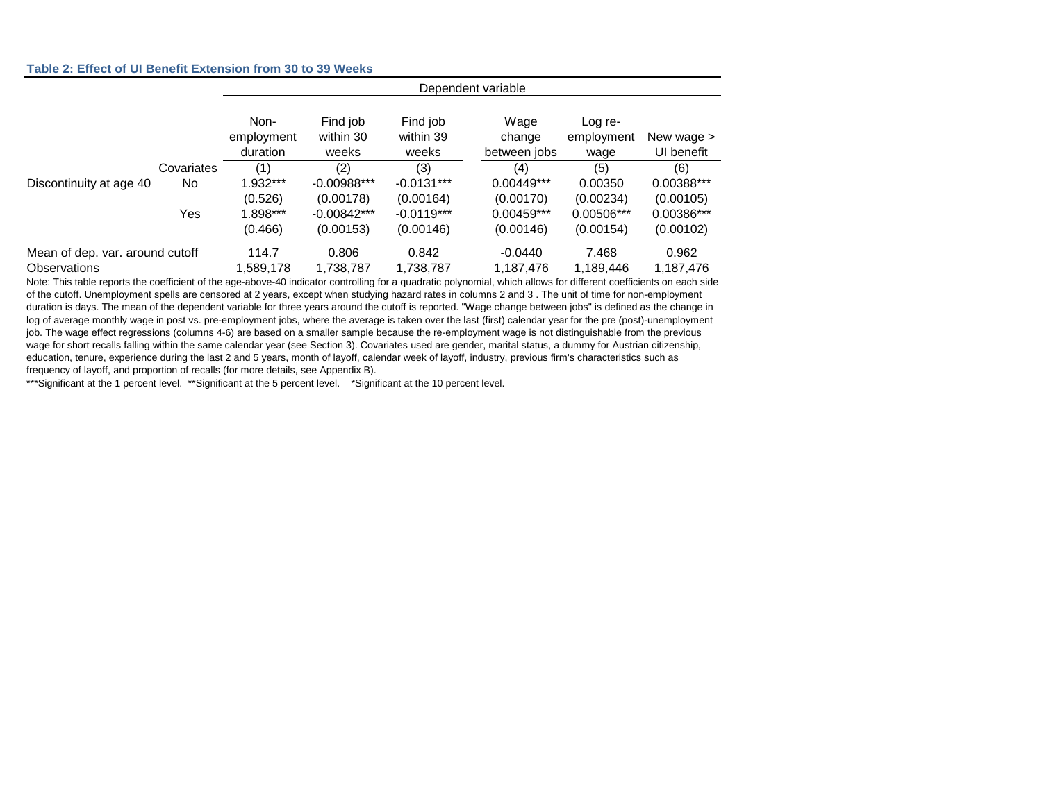**Table 2: Effect of UI Benefit Extension from 30 to 39 Weeks**

| | | Dependent variable | | | | | |
|---|---|---|---|---|---|---|---|
| | | Non-employment duration | Find job within 30 weeks | Find job within 39 weeks | Wage change between jobs | Log re-employment wage | New wage > UI benefit |
| | Covariates | (1) | (2) | (3) | (4) | (5) | (6) |
| Discontinuity at age 40 | No | 1.932*** | -0.00988*** | -0.0131*** | 0.00449*** | 0.00350 | 0.00388*** |
| | | (0.526) | (0.00178) | (0.00164) | (0.00170) | (0.00234) | (0.00105) |
| | Yes | 1.898*** | -0.00842*** | -0.0119*** | 0.00459*** | 0.00506*** | 0.00386*** |
| | | (0.466) | (0.00153) | (0.00146) | (0.00146) | (0.00154) | (0.00102) |
| Mean of dep. var. around cutoff | | 114.7 | 0.806 | 0.842 | -0.0440 | 7.468 | 0.962 |
| Observations | | 1,589,178 | 1,738,787 | 1,738,787 | 1,187,476 | 1,189,446 | 1,187,476 |

Note: This table reports the coefficient of the age-above-40 indicator controlling for a quadratic polynomial, which allows for different coefficients on each side of the cutoff. Unemployment spells are censored at 2 years, except when studying hazard rates in columns 2 and 3 . The unit of time for non-employment duration is days. The mean of the dependent variable for three years around the cutoff is reported. "Wage change between jobs" is defined as the change in log of average monthly wage in post vs. pre-employment jobs, where the average is taken over the last (first) calendar year for the pre (post)-unemployment job. The wage effect regressions (columns 4-6) are based on a smaller sample because the re-employment wage is not distinguishable from the previous wage for short recalls falling within the same calendar year (see Section 3). Covariates used are gender, marital status, a dummy for Austrian citizenship, education, tenure, experience during the last 2 and 5 years, month of layoff, calendar week of layoff, industry, previous firm's characteristics such as frequency of layoff, and proportion of recalls (for more details, see Appendix B).

***Significant at the 1 percent level. **Significant at the 5 percent level. *Significant at the 10 percent level.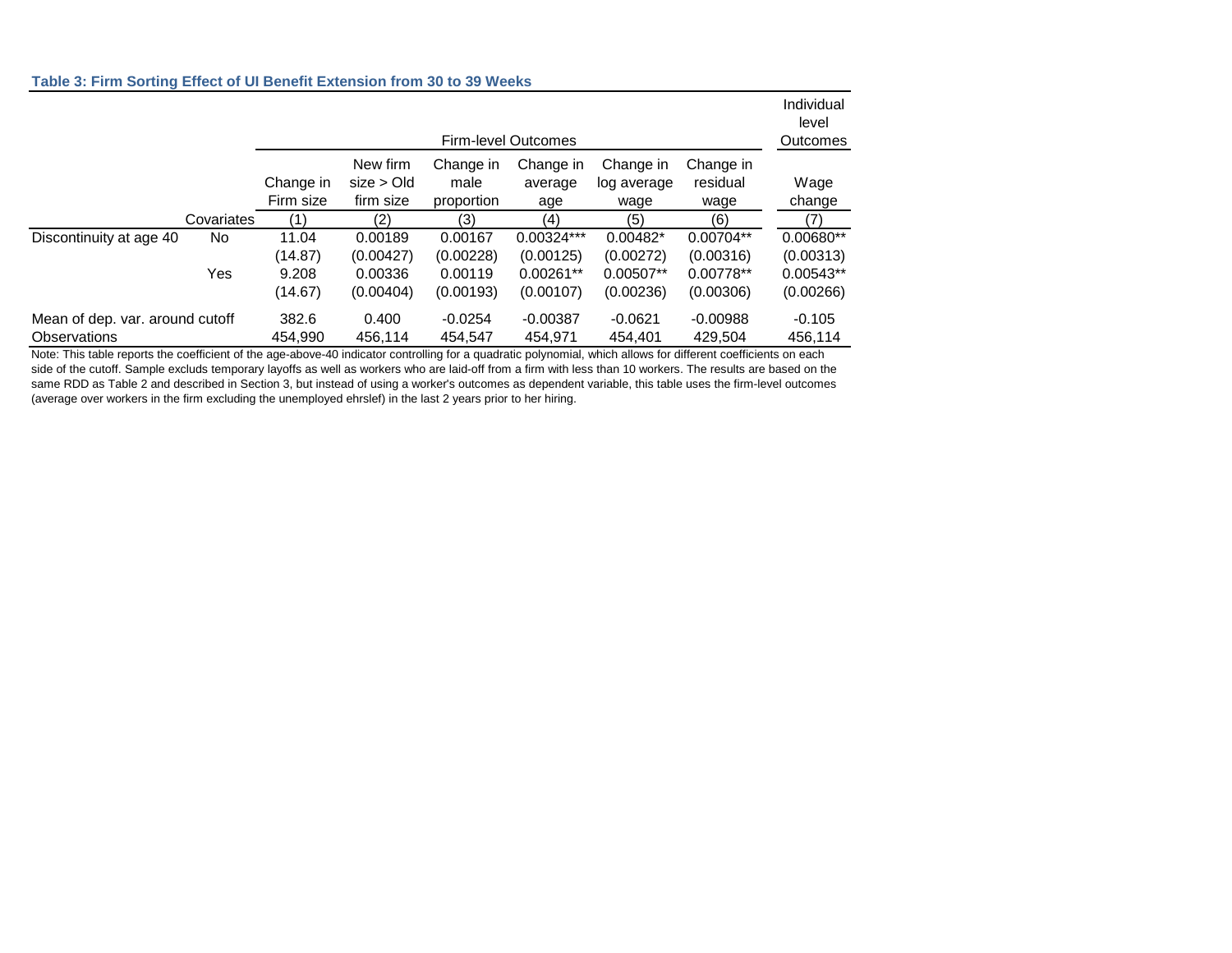**Table 3: Firm Sorting Effect of UI Benefit Extension from 30 to 39 Weeks**

| | | Firm-level Outcomes | | | | | | Individual level Outcomes |
|---|---|---|---|---|---|---|---|---|
| | | Change in Firm size | New firm size > Old firm size | Change in male proportion | Change in average age | Change in log average wage | Change in residual wage | Wage change |
| | Covariates | (1) | (2) | (3) | (4) | (5) | (6) | (7) |
| Discontinuity at age 40 | No | 11.04 | 0.00189 | 0.00167 | 0.00324*** | 0.00482* | 0.00704** | 0.00680** |
| | | (14.87) | (0.00427) | (0.00228) | (0.00125) | (0.00272) | (0.00316) | (0.00313) |
| | Yes | 9.208 | 0.00336 | 0.00119 | 0.00261** | 0.00507** | 0.00778** | 0.00543** |
| | | (14.67) | (0.00404) | (0.00193) | (0.00107) | (0.00236) | (0.00306) | (0.00266) |
| Mean of dep. var. around cutoff | | 382.6 | 0.400 | -0.0254 | -0.00387 | -0.0621 | -0.00988 | -0.105 |
| Observations | | 454,990 | 456,114 | 454,547 | 454,971 | 454,401 | 429,504 | 456,114 |

Note: This table reports the coefficient of the age-above-40 indicator controlling for a quadratic polynomial, which allows for different coefficients on each side of the cutoff. Sample excluds temporary layoffs as well as workers who are laid-off from a firm with less than 10 workers. The results are based on the same RDD as Table 2 and described in Section 3, but instead of using a worker's outcomes as dependent variable, this table uses the firm-level outcomes (average over workers in the firm excluding the unemployed ehrslef) in the last 2 years prior to her hiring.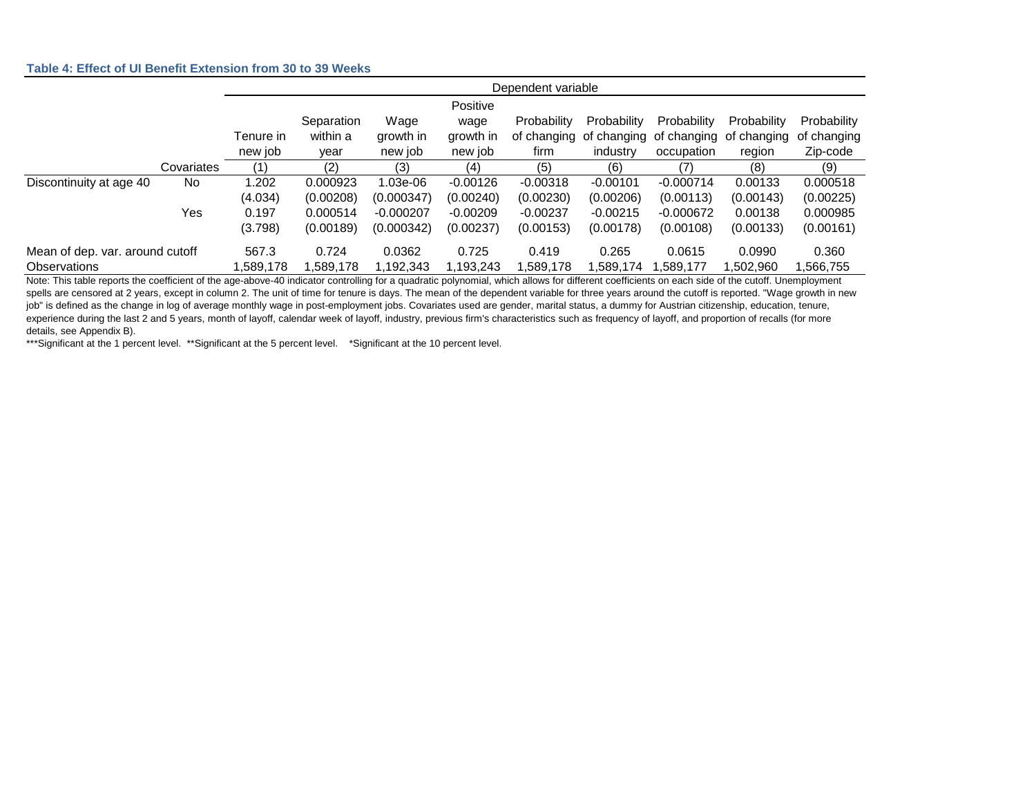**Table 4: Effect of UI Benefit Extension from 30 to 39 Weeks**

| | | Dependent variable | | | | | | | | |
|---|---|---|---|---|---|---|---|---|---|---|
| | | Tenure in new job | Separation within a year | Wage growth in new job | Positive wage growth in new job | Probability of changing firm | Probability of changing industry | Probability of changing occupation | Probability of changing region | Probability of changing Zip-code |
| | Covariates | (1) | (2) | (3) | (4) | (5) | (6) | (7) | (8) | (9) |
| Discontinuity at age 40 | No | 1.202 | 0.000923 | 1.03e-06 | -0.00126 | -0.00318 | -0.00101 | -0.000714 | 0.00133 | 0.000518 |
| | | (4.034) | (0.00208) | (0.000347) | (0.00240) | (0.00230) | (0.00206) | (0.00113) | (0.00143) | (0.00225) |
| | Yes | 0.197 | 0.000514 | -0.000207 | -0.00209 | -0.00237 | -0.00215 | -0.000672 | 0.00138 | 0.000985 |
| | | (3.798) | (0.00189) | (0.000342) | (0.00237) | (0.00153) | (0.00178) | (0.00108) | (0.00133) | (0.00161) |
| Mean of dep. var. around cutoff | | 567.3 | 0.724 | 0.0362 | 0.725 | 0.419 | 0.265 | 0.0615 | 0.0990 | 0.360 |
| Observations | | 1,589,178 | 1,589,178 | 1,192,343 | 1,193,243 | 1,589,178 | 1,589,174 | 1,589,177 | 1,502,960 | 1,566,755 |

Note: This table reports the coefficient of the age-above-40 indicator controlling for a quadratic polynomial, which allows for different coefficients on each side of the cutoff. Unemployment spells are censored at 2 years, except in column 2. The unit of time for tenure is days. The mean of the dependent variable for three years around the cutoff is reported. "Wage growth in new job" is defined as the change in log of average monthly wage in post-employment jobs. Covariates used are gender, marital status, a dummy for Austrian citizenship, education, tenure, experience during the last 2 and 5 years, month of layoff, calendar week of layoff, industry, previous firm's characteristics such as frequency of layoff, and proportion of recalls (for more details, see Appendix B).

***Significant at the 1 percent level. **Significant at the 5 percent level. *Significant at the 10 percent level.